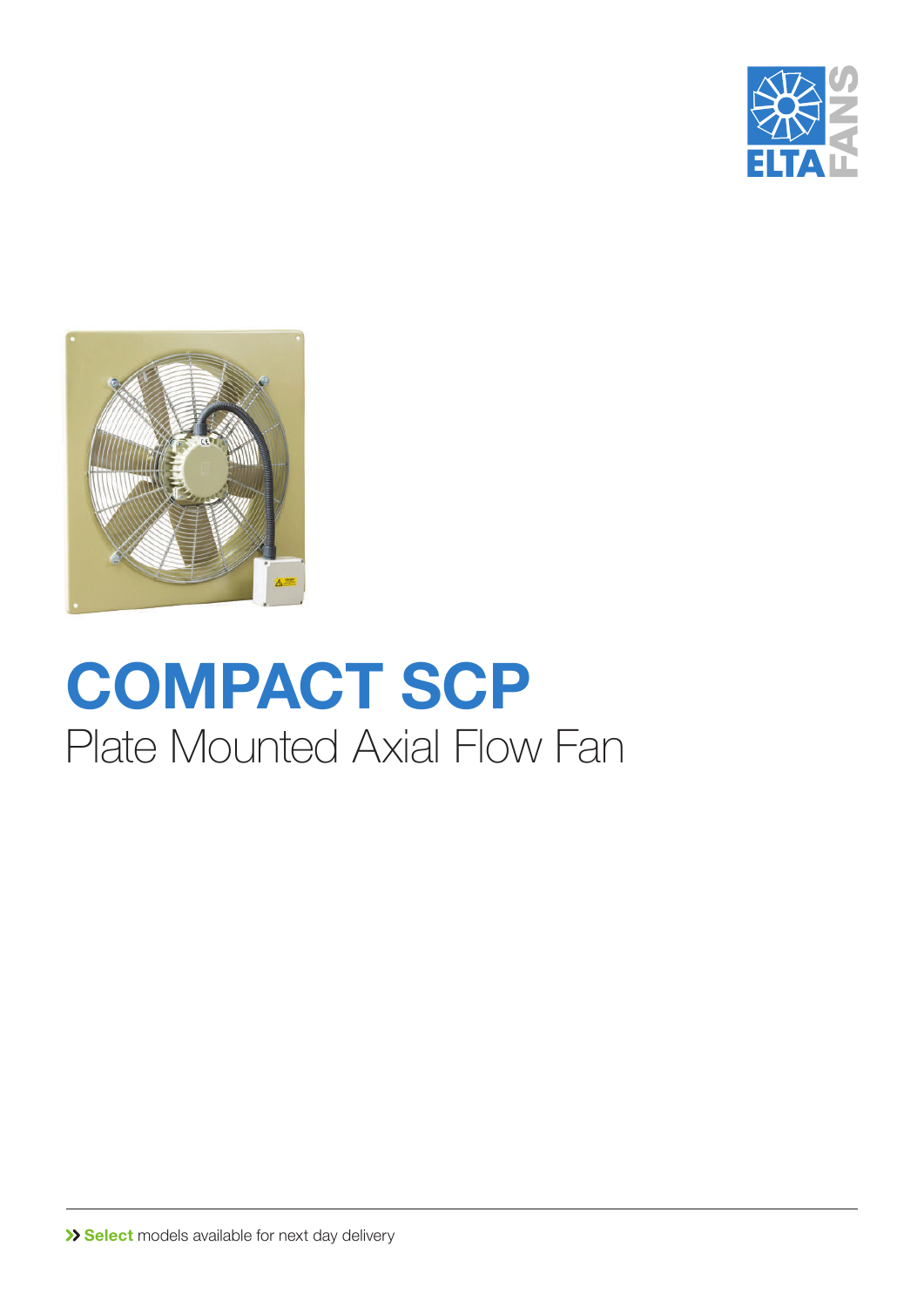# COMPACT SCP

## Plate Mounted Axial Flow Fan

» **Select** models available for next day delivery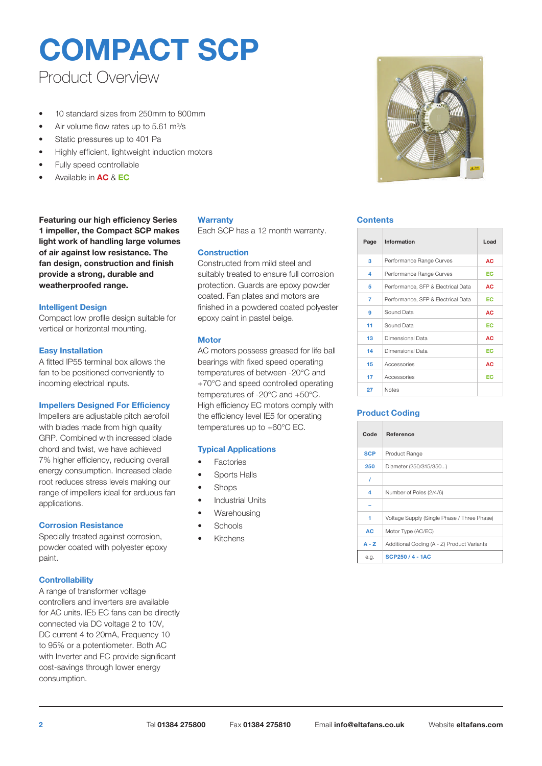# COMPACT SCP

## Product Overview

- 10 standard sizes from 250mm to 800mm
- Air volume flow rates up to 5.61 $m^3/s$
- Static pressures up to 401 Pa
- Highly efficient, lightweight induction motors
- Fully speed controllable
- Available in **AC** & **EC**

**Featuring our high efficiency Series 1 impeller, the Compact SCP makes light work of handling large volumes of air against low resistance. The fan design, construction and finish provide a strong, durable and weatherproofed range.**

### Intelligent Design

Compact low profile design suitable for vertical or horizontal mounting.

### Easy Installation

A fitted IP55 terminal box allows the fan to be positioned conveniently to incoming electrical inputs.

### Impellers Designed For Efficiency

Impellers are adjustable pitch aerofoil with blades made from high quality GRP. Combined with increased blade chord and twist, we have achieved 7% higher efficiency, reducing overall energy consumption. Increased blade root reduces stress levels making our range of impellers ideal for arduous fan applications.

### Corrosion Resistance

Specially treated against corrosion, powder coated with polyester epoxy paint.

### Controllability

A range of transformer voltage controllers and inverters are available for AC units. IE5 EC fans can be directly connected via DC voltage 2 to 10V, DC current 4 to 20mA, Frequency 10 to 95% or a potentiometer. Both AC with Inverter and EC provide significant cost-savings through lower energy consumption.

### Warranty

Each SCP has a 12 month warranty.

### Construction

Constructed from mild steel and suitably treated to ensure full corrosion protection. Guards are epoxy powder coated. Fan plates and motors are finished in a powdered coated polyester epoxy paint in pastel beige.

### Motor

AC motors possess greased for life ball bearings with fixed speed operating temperatures of between -20°C and +70°C and speed controlled operating temperatures of -20°C and +50°C. High efficiency EC motors comply with the efficiency level IE5 for operating temperatures up to +60°C EC.

### Typical Applications

- Factories
- Sports Halls
- Shops
- Industrial Units
- Warehousing
- Schools
- Kitchens

### Contents

| Page | Information | Load |
|---|---|---|
| 3 | Performance Range Curves | AC |
| 4 | Performance Range Curves | EC |
| 5 | Performance, SFP & Electrical Data | AC |
| 7 | Performance, SFP & Electrical Data | EC |
| 9 | Sound Data | AC |
| 11 | Sound Data | EC |
| 13 | Dimensional Data | AC |
| 14 | Dimensional Data | EC |
| 15 | Accessories | AC |
| 17 | Accessories | EC |
| 27 | Notes | |

### Product Coding

| Code | Reference |
|---|---|
| SCP | Product Range |
| 250 | Diameter (250/315/350...) |
| / | |
| 4 | Number of Poles (2/4/6) |
| – | |
| 1 | Voltage Supply (Single Phase / Three Phase) |
| AC | Motor Type (AC/EC) |
| A - Z | Additional Coding (A - Z) Product Variants |
| e.g. | SCP250 / 4 - 1AC |

Tel **01384 275800** Fax **01384 275810** Email **info@eltafans.co.uk** Website **eltafans.com**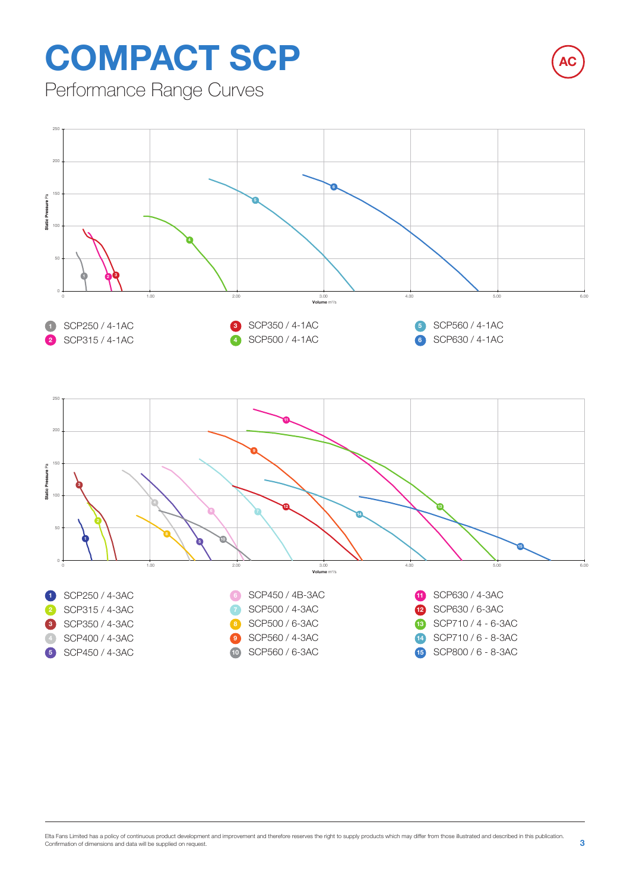# COMPACT SCP

Performance Range Curves

AC

Static Pressure Pa

Volume m³/s

1 SCP250 / 4-1AC
2 SCP315 / 4-1AC
3 SCP350 / 4-1AC
4 SCP500 / 4-1AC
5 SCP560 / 4-1AC
6 SCP630 / 4-1AC

Static Pressure Pa

Volume m³/s

1 SCP250 / 4-3AC
2 SCP315 / 4-3AC
3 SCP350 / 4-3AC
4 SCP400 / 4-3AC
5 SCP450 / 4-3AC
6 SCP450 / 4B-3AC
7 SCP500 / 4-3AC
8 SCP500 / 6-3AC
9 SCP560 / 4-3AC
10 SCP560 / 6-3AC
11 SCP630 / 4-3AC
12 SCP630 / 6-3AC
13 SCP710 / 4 - 6-3AC
14 SCP710 / 6 - 8-3AC
15 SCP800 / 6 - 8-3AC

Elta Fans Limited has a policy of continuous product development and improvement and therefore reserves the right to supply products which may differ from those illustrated and described in this publication. Confirmation of dimensions and data will be supplied on request.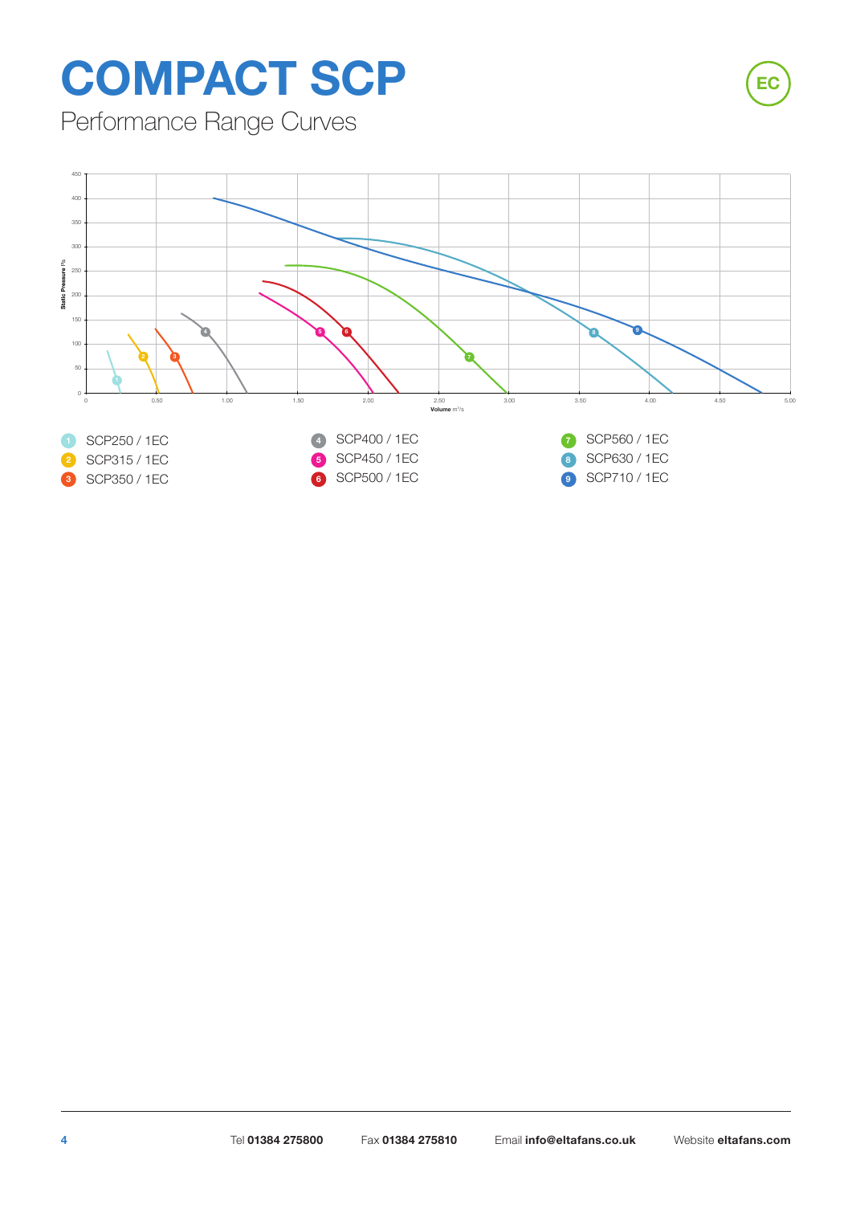# COMPACT SCP

Performance Range Curves

EC

Static Pressure Pa

Volume $m^3/s$

1 SCP250 / 1EC
2 SCP315 / 1EC
3 SCP350 / 1EC
4 SCP400 / 1EC
5 SCP450 / 1EC
6 SCP500 / 1EC
7 SCP560 / 1EC
8 SCP630 / 1EC
9 SCP710 / 1EC

Tel **01384 275800** Fax **01384 275810** Email **info@eltafans.co.uk** Website **eltafans.com**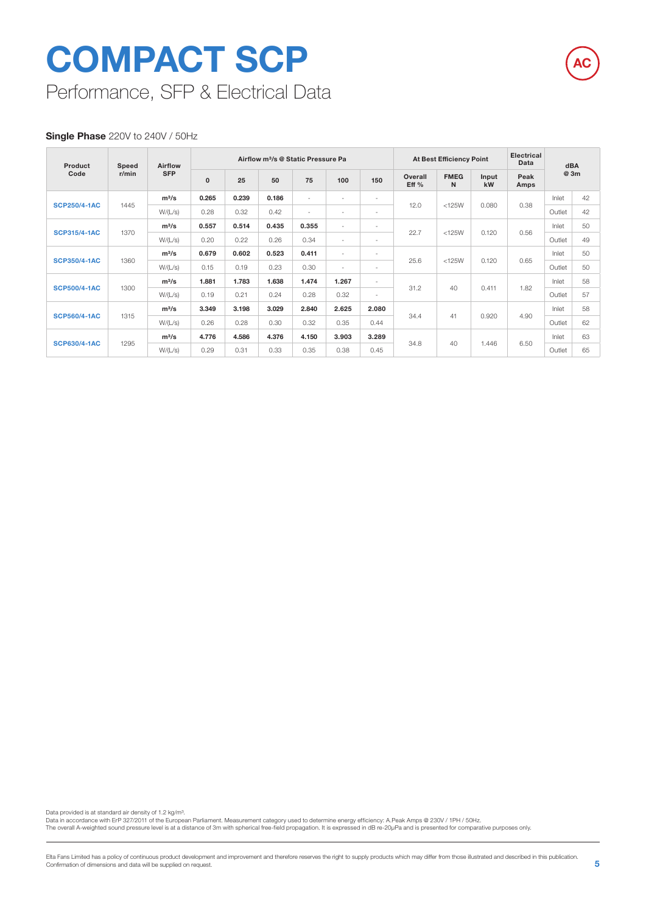# COMPACT SCP

## Performance, SFP & Electrical Data

AC

**Single Phase** 220V to 240V / 50Hz

| Product Code | Speed r/min | Airflow SFP | Airflow m³/s @ Static Pressure Pa | | | | | | At Best Efficiency Point | | | Electrical Data | dBA @ 3m | |
|---|---|---|---|---|---|---|---|---|---|---|---|---|---|---|
| | | | 0 | 25 | 50 | 75 | 100 | 150 | Overall Eff % | FMEG N | Input kW | Peak Amps | | |
| SCP250/4-1AC | 1445 | m³/s | **0.265** | **0.239** | **0.186** | - | - | - | 12.0 | <125W | 0.080 | 0.38 | Inlet | 42 |
| | | W/(L/s) | 0.28 | 0.32 | 0.42 | - | - | - | | | | | Outlet | 42 |
| SCP315/4-1AC | 1370 | m³/s | **0.557** | **0.514** | **0.435** | **0.355** | - | - | 22.7 | <125W | 0.120 | 0.56 | Inlet | 50 |
| | | W/(L/s) | 0.20 | 0.22 | 0.26 | 0.34 | - | - | | | | | Outlet | 49 |
| SCP350/4-1AC | 1360 | m³/s | **0.679** | **0.602** | **0.523** | **0.411** | - | - | 25.6 | <125W | 0.120 | 0.65 | Inlet | 50 |
| | | W/(L/s) | 0.15 | 0.19 | 0.23 | 0.30 | - | - | | | | | Outlet | 50 |
| SCP500/4-1AC | 1300 | m³/s | **1.881** | **1.783** | **1.638** | **1.474** | **1.267** | - | 31.2 | 40 | 0.411 | 1.82 | Inlet | 58 |
| | | W/(L/s) | 0.19 | 0.21 | 0.24 | 0.28 | 0.32 | - | | | | | Outlet | 57 |
| SCP560/4-1AC | 1315 | m³/s | **3.349** | **3.198** | **3.029** | **2.840** | **2.625** | **2.080** | 34.4 | 41 | 0.920 | 4.90 | Inlet | 58 |
| | | W/(L/s) | 0.26 | 0.28 | 0.30 | 0.32 | 0.35 | 0.44 | | | | | Outlet | 62 |
| SCP630/4-1AC | 1295 | m³/s | **4.776** | **4.586** | **4.376** | **4.150** | **3.903** | **3.289** | 34.8 | 40 | 1.446 | 6.50 | Inlet | 63 |
| | | W/(L/s) | 0.29 | 0.31 | 0.33 | 0.35 | 0.38 | 0.45 | | | | | Outlet | 65 |

Data provided is at standard air density of 1.2 kg/m³.
Data in accordance with ErP 327/2011 of the European Parliament. Measurement category used to determine energy efficiency: A.Peak Amps @ 230V / 1PH / 50Hz.
The overall A-weighted sound pressure level is at a distance of 3m with spherical free-field propagation. It is expressed in dB re-20µPa and is presented for comparative purposes only.

Elta Fans Limited has a policy of continuous product development and improvement and therefore reserves the right to supply products which may differ from those illustrated and described in this publication. Confirmation of dimensions and data will be supplied on request.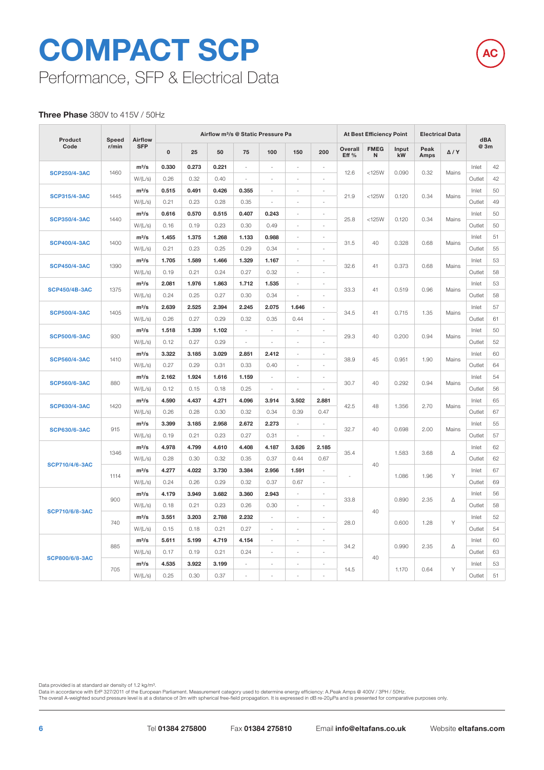# COMPACT SCP

Performance, SFP & Electrical Data

**Three Phase** 380V to 415V / 50Hz

| Product Code | Speed r/min | Airflow SFP | Airflow m³/s @ Static Pressure Pa | | | | | | | At Best Efficiency Point | | | Electrical Data | | dBA @ 3m | |
|---|---|---|---|---|---|---|---|---|---|---|---|---|---|---|---|---|
| | | | 0 | 25 | 50 | 75 | 100 | 150 | 200 | Overall Eff % | FMEG N | Input kW | Peak Amps | Δ / Y | | |
| SCP250/4-3AC | 1460 | m³/s | **0.330** | **0.273** | **0.221** | - | - | - | - | 12.6 | <125W | 0.090 | 0.32 | Mains | Inlet | 42 |
| | | W/(L/s) | 0.26 | 0.32 | 0.40 | - | - | - | - | | | | | | Outlet | 42 |
| SCP315/4-3AC | 1445 | m³/s | **0.515** | **0.491** | **0.426** | **0.355** | - | - | - | 21.9 | <125W | 0.120 | 0.34 | Mains | Inlet | 50 |
| | | W/(L/s) | 0.21 | 0.23 | 0.28 | 0.35 | - | - | - | | | | | | Outlet | 49 |
| SCP350/4-3AC | 1440 | m³/s | **0.616** | **0.570** | **0.515** | **0.407** | **0.243** | - | - | 25.8 | <125W | 0.120 | 0.34 | Mains | Inlet | 50 |
| | | W/(L/s) | 0.16 | 0.19 | 0.23 | 0.30 | 0.49 | - | - | | | | | | Outlet | 50 |
| SCP400/4-3AC | 1400 | m³/s | **1.455** | **1.375** | **1.268** | **1.133** | **0.988** | - | - | 31.5 | 40 | 0.328 | 0.68 | Mains | Inlet | 51 |
| | | W/(L/s) | 0.21 | 0.23 | 0.25 | 0.29 | 0.34 | - | - | | | | | | Outlet | 55 |
| SCP450/4-3AC | 1390 | m³/s | **1.705** | **1.589** | **1.466** | **1.329** | **1.167** | - | - | 32.6 | 41 | 0.373 | 0.68 | Mains | Inlet | 53 |
| | | W/(L/s) | 0.19 | 0.21 | 0.24 | 0.27 | 0.32 | - | - | | | | | | Outlet | 58 |
| SCP450/4B-3AC | 1375 | m³/s | **2.081** | **1.976** | **1.863** | **1.712** | **1.535** | - | - | 33.3 | 41 | 0.519 | 0.96 | Mains | Inlet | 53 |
| | | W/(L/s) | 0.24 | 0.25 | 0.27 | 0.30 | 0.34 | - | - | | | | | | Outlet | 58 |
| SCP500/4-3AC | 1405 | m³/s | **2.639** | **2.525** | **2.394** | **2.245** | **2.075** | **1.646** | - | 34.5 | 41 | 0.715 | 1.35 | Mains | Inlet | 57 |
| | | W/(L/s) | 0.26 | 0.27 | 0.29 | 0.32 | 0.35 | 0.44 | - | | | | | | Outlet | 61 |
| SCP500/6-3AC | 930 | m³/s | **1.518** | **1.339** | **1.102** | - | - | - | - | 29.3 | 40 | 0.200 | 0.94 | Mains | Inlet | 50 |
| | | W/(L/s) | 0.12 | 0.27 | 0.29 | - | - | - | - | | | | | | Outlet | 52 |
| SCP560/4-3AC | 1410 | m³/s | **3.322** | **3.185** | **3.029** | **2.851** | **2.412** | - | - | 38.9 | 45 | 0.951 | 1.90 | Mains | Inlet | 60 |
| | | W/(L/s) | 0.27 | 0.29 | 0.31 | 0.33 | 0.40 | - | - | | | | | | Outlet | 64 |
| SCP560/6-3AC | 880 | m³/s | **2.162** | **1.924** | **1.616** | **1.159** | - | - | - | 30.7 | 40 | 0.292 | 0.94 | Mains | Inlet | 54 |
| | | W/(L/s) | 0.12 | 0.15 | 0.18 | 0.25 | - | - | - | | | | | | Outlet | 56 |
| SCP630/4-3AC | 1420 | m³/s | **4.590** | **4.437** | **4.271** | **4.096** | **3.914** | **3.502** | **2.881** | 42.5 | 48 | 1.356 | 2.70 | Mains | Inlet | 65 |
| | | W/(L/s) | 0.26 | 0.28 | 0.30 | 0.32 | 0.34 | 0.39 | 0.47 | | | | | | Outlet | 67 |
| SCP630/6-3AC | 915 | m³/s | **3.399** | **3.185** | **2.958** | **2.672** | **2.273** | - | - | 32.7 | 40 | 0.698 | 2.00 | Mains | Inlet | 55 |
| | | W/(L/s) | 0.19 | 0.21 | 0.23 | 0.27 | 0.31 | - | - | | | | | | Outlet | 57 |
| SCP710/4/6-3AC | 1346 | m³/s | **4.978** | **4.799** | **4.610** | **4.408** | **4.187** | **3.626** | **2.185** | 35.4 | 40 | 1.583 | 3.68 | Δ | Inlet | 62 |
| | | W/(L/s) | 0.28 | 0.30 | 0.32 | 0.35 | 0.37 | 0.44 | 0.67 | | | | | | Outlet | 62 |
| | 1114 | m³/s | **4.277** | **4.022** | **3.730** | **3.384** | **2.956** | **1.591** | - | - | | 1.086 | 1.96 | Y | Inlet | 67 |
| | | W/(L/s) | 0.24 | 0.26 | 0.29 | 0.32 | 0.37 | 0.67 | - | | | | | | Outlet | 69 |
| SCP710/6/8-3AC | 900 | m³/s | **4.179** | **3.949** | **3.682** | **3.360** | **2.943** | - | - | 33.8 | 40 | 0.890 | 2.35 | Δ | Inlet | 56 |
| | | W/(L/s) | 0.18 | 0.21 | 0.23 | 0.26 | 0.30 | - | - | | | | | | Outlet | 58 |
| | 740 | m³/s | **3.551** | **3.203** | **2.788** | **2.232** | - | - | - | 28.0 | | 0.600 | 1.28 | Y | Inlet | 52 |
| | | W/(L/s) | 0.15 | 0.18 | 0.21 | 0.27 | - | - | - | | | | | | Outlet | 54 |
| SCP800/6/8-3AC | 885 | m³/s | **5.611** | **5.199** | **4.719** | **4.154** | - | - | - | 34.2 | 40 | 0.990 | 2.35 | Δ | Inlet | 60 |
| | | W/(L/s) | 0.17 | 0.19 | 0.21 | 0.24 | - | - | - | | | | | | Outlet | 63 |
| | 705 | m³/s | **4.535** | **3.922** | **3.199** | - | - | - | - | 14.5 | | 1.170 | 0.64 | Y | Inlet | 53 |
| | | W/(L/s) | 0.25 | 0.30 | 0.37 | - | - | - | - | | | | | | Outlet | 51 |

Data provided is at standard air density of 1.2 kg/m³.
Data in accordance with ErP 327/2011 of the European Parliament. Measurement category used to determine energy efficiency: A.Peak Amps @ 400V / 3PH / 50Hz.
The overall A-weighted sound pressure level is at a distance of 3m with spherical free-field propagation. It is expressed in dB re-20μPa and is presented for comparative purposes only.

Tel **01384 275800** Fax **01384 275810** Email **info@eltafans.co.uk** Website **eltafans.com**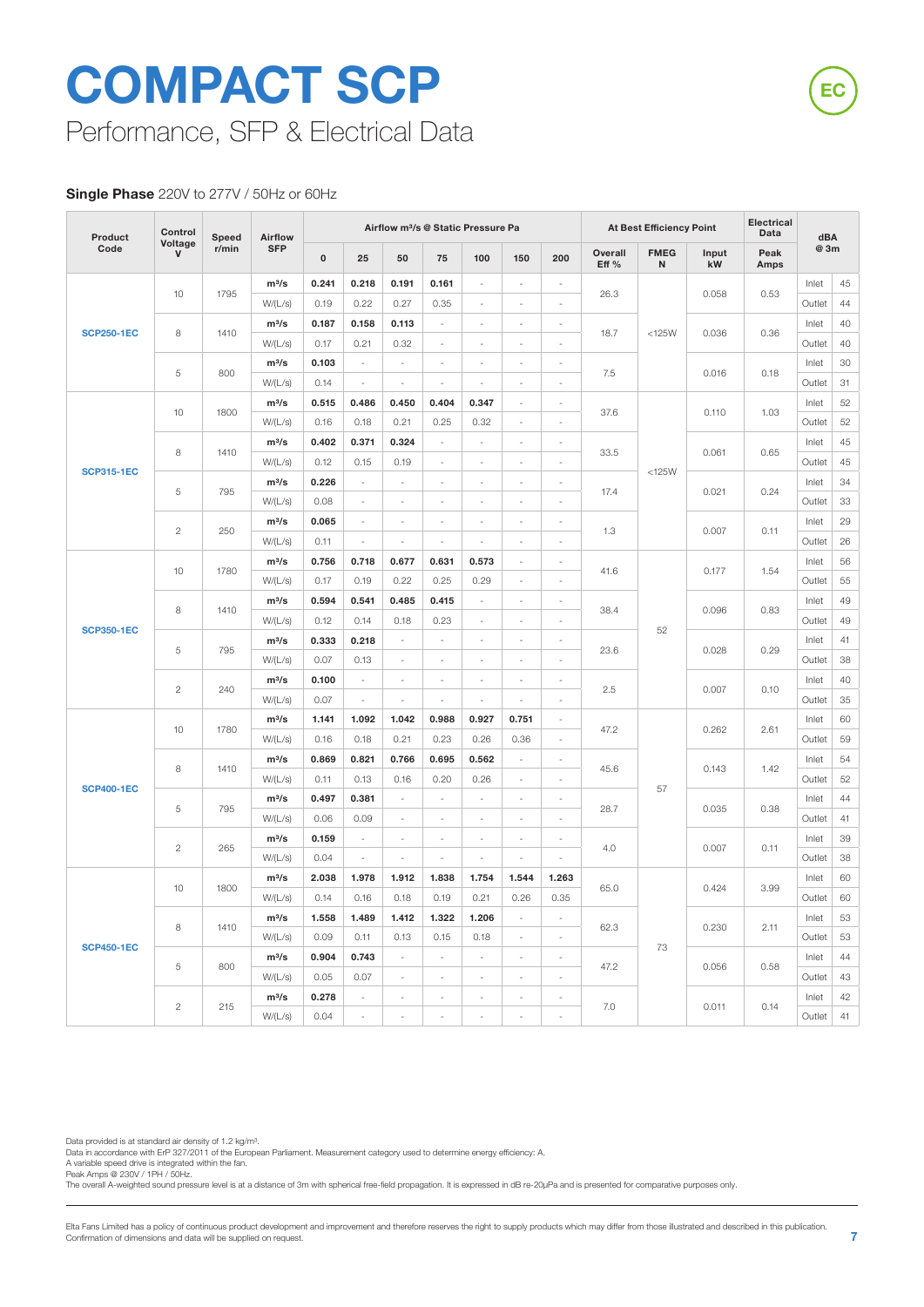# COMPACT SCP

## Performance, SFP & Electrical Data

EC

**Single Phase** 220V to 277V / 50Hz or 60Hz

| Product Code | Control Voltage V | Speed r/min | Airflow SFP | Airflow m³/s @ Static Pressure Pa | | | | | | | At Best Efficiency Point | | | Electrical Data | dBA @ 3m | |
|---|---|---|---|---|---|---|---|---|---|---|---|---|---|---|---|---|
| | | | | 0 | 25 | 50 | 75 | 100 | 150 | 200 | Overall Eff % | FMEG N | Input kW | Peak Amps | | |
| SCP250-1EC | 10 | 1795 | m³/s | 0.241 | 0.218 | 0.191 | 0.161 | - | - | - | 26.3 | <125W | 0.058 | 0.53 | Inlet | 45 |
| | | | W/(L/s) | 0.19 | 0.22 | 0.27 | 0.35 | - | - | - | | | | | Outlet | 44 |
| | 8 | 1410 | m³/s | 0.187 | 0.158 | 0.113 | - | - | - | - | 18.7 | | 0.036 | 0.36 | Inlet | 40 |
| | | | W/(L/s) | 0.17 | 0.21 | 0.32 | - | - | - | - | | | | | Outlet | 40 |
| | 5 | 800 | m³/s | 0.103 | - | - | - | - | - | - | 7.5 | | 0.016 | 0.18 | Inlet | 30 |
| | | | W/(L/s) | 0.14 | - | - | - | - | - | - | | | | | Outlet | 31 |
| SCP315-1EC | 10 | 1800 | m³/s | 0.515 | 0.486 | 0.450 | 0.404 | 0.347 | - | - | 37.6 | <125W | 0.110 | 1.03 | Inlet | 52 |
| | | | W/(L/s) | 0.16 | 0.18 | 0.21 | 0.25 | 0.32 | - | - | | | | | Outlet | 52 |
| | 8 | 1410 | m³/s | 0.402 | 0.371 | 0.324 | - | - | - | - | 33.5 | | 0.061 | 0.65 | Inlet | 45 |
| | | | W/(L/s) | 0.12 | 0.15 | 0.19 | - | - | - | - | | | | | Outlet | 45 |
| | 5 | 795 | m³/s | 0.226 | - | - | - | - | - | - | 17.4 | | 0.021 | 0.24 | Inlet | 34 |
| | | | W/(L/s) | 0.08 | - | - | - | - | - | - | | | | | Outlet | 33 |
| | 2 | 250 | m³/s | 0.065 | - | - | - | - | - | - | 1.3 | | 0.007 | 0.11 | Inlet | 29 |
| | | | W/(L/s) | 0.11 | - | - | - | - | - | - | | | | | Outlet | 26 |
| SCP350-1EC | 10 | 1780 | m³/s | 0.756 | 0.718 | 0.677 | 0.631 | 0.573 | - | - | 41.6 | 52 | 0.177 | 1.54 | Inlet | 56 |
| | | | W/(L/s) | 0.17 | 0.19 | 0.22 | 0.25 | 0.29 | - | - | | | | | Outlet | 55 |
| | 8 | 1410 | m³/s | 0.594 | 0.541 | 0.485 | 0.415 | - | - | - | 38.4 | | 0.096 | 0.83 | Inlet | 49 |
| | | | W/(L/s) | 0.12 | 0.14 | 0.18 | 0.23 | - | - | - | | | | | Outlet | 49 |
| | 5 | 795 | m³/s | 0.333 | 0.218 | - | - | - | - | - | 23.6 | | 0.028 | 0.29 | Inlet | 41 |
| | | | W/(L/s) | 0.07 | 0.13 | - | - | - | - | - | | | | | Outlet | 38 |
| | 2 | 240 | m³/s | 0.100 | - | - | - | - | - | - | 2.5 | | 0.007 | 0.10 | Inlet | 40 |
| | | | W/(L/s) | 0.07 | - | - | - | - | - | - | | | | | Outlet | 35 |
| SCP400-1EC | 10 | 1780 | m³/s | 1.141 | 1.092 | 1.042 | 0.988 | 0.927 | 0.751 | - | 47.2 | 57 | 0.262 | 2.61 | Inlet | 60 |
| | | | W/(L/s) | 0.16 | 0.18 | 0.21 | 0.23 | 0.26 | 0.36 | - | | | | | Outlet | 59 |
| | 8 | 1410 | m³/s | 0.869 | 0.821 | 0.766 | 0.695 | 0.562 | - | - | 45.6 | | 0.143 | 1.42 | Inlet | 54 |
| | | | W/(L/s) | 0.11 | 0.13 | 0.16 | 0.20 | 0.26 | - | - | | | | | Outlet | 52 |
| | 5 | 795 | m³/s | 0.497 | 0.381 | - | - | - | - | - | 28.7 | | 0.035 | 0.38 | Inlet | 44 |
| | | | W/(L/s) | 0.06 | 0.09 | - | - | - | - | - | | | | | Outlet | 41 |
| | 2 | 265 | m³/s | 0.159 | - | - | - | - | - | - | 4.0 | | 0.007 | 0.11 | Inlet | 39 |
| | | | W/(L/s) | 0.04 | - | - | - | - | - | - | | | | | Outlet | 38 |
| SCP450-1EC | 10 | 1800 | m³/s | 2.038 | 1.978 | 1.912 | 1.838 | 1.754 | 1.544 | 1.263 | 65.0 | 73 | 0.424 | 3.99 | Inlet | 60 |
| | | | W/(L/s) | 0.14 | 0.16 | 0.18 | 0.19 | 0.21 | 0.26 | 0.35 | | | | | Outlet | 60 |
| | 8 | 1410 | m³/s | 1.558 | 1.489 | 1.412 | 1.322 | 1.206 | - | - | 62.3 | | 0.230 | 2.11 | Inlet | 53 |
| | | | W/(L/s) | 0.09 | 0.11 | 0.13 | 0.15 | 0.18 | - | - | | | | | Outlet | 53 |
| | 5 | 800 | m³/s | 0.904 | 0.743 | - | - | - | - | - | 47.2 | | 0.056 | 0.58 | Inlet | 44 |
| | | | W/(L/s) | 0.05 | 0.07 | - | - | - | - | - | | | | | Outlet | 43 |
| | 2 | 215 | m³/s | 0.278 | - | - | - | - | - | - | 7.0 | | 0.011 | 0.14 | Inlet | 42 |
| | | | W/(L/s) | 0.04 | - | - | - | - | - | - | | | | | Outlet | 41 |

Data provided is at standard air density of 1.2 kg/m³.
Data in accordance with ErP 327/2011 of the European Parliament. Measurement category used to determine energy efficiency: A.
A variable speed drive is integrated within the fan.
Peak Amps @ 230V / 1PH / 50Hz.
The overall A-weighted sound pressure level is at a distance of 3m with spherical free-field propagation. It is expressed in dB re-20μPa and is presented for comparative purposes only.

Elta Fans Limited has a policy of continuous product development and improvement and therefore reserves the right to supply products which may differ from those illustrated and described in this publication. Confirmation of dimensions and data will be supplied on request.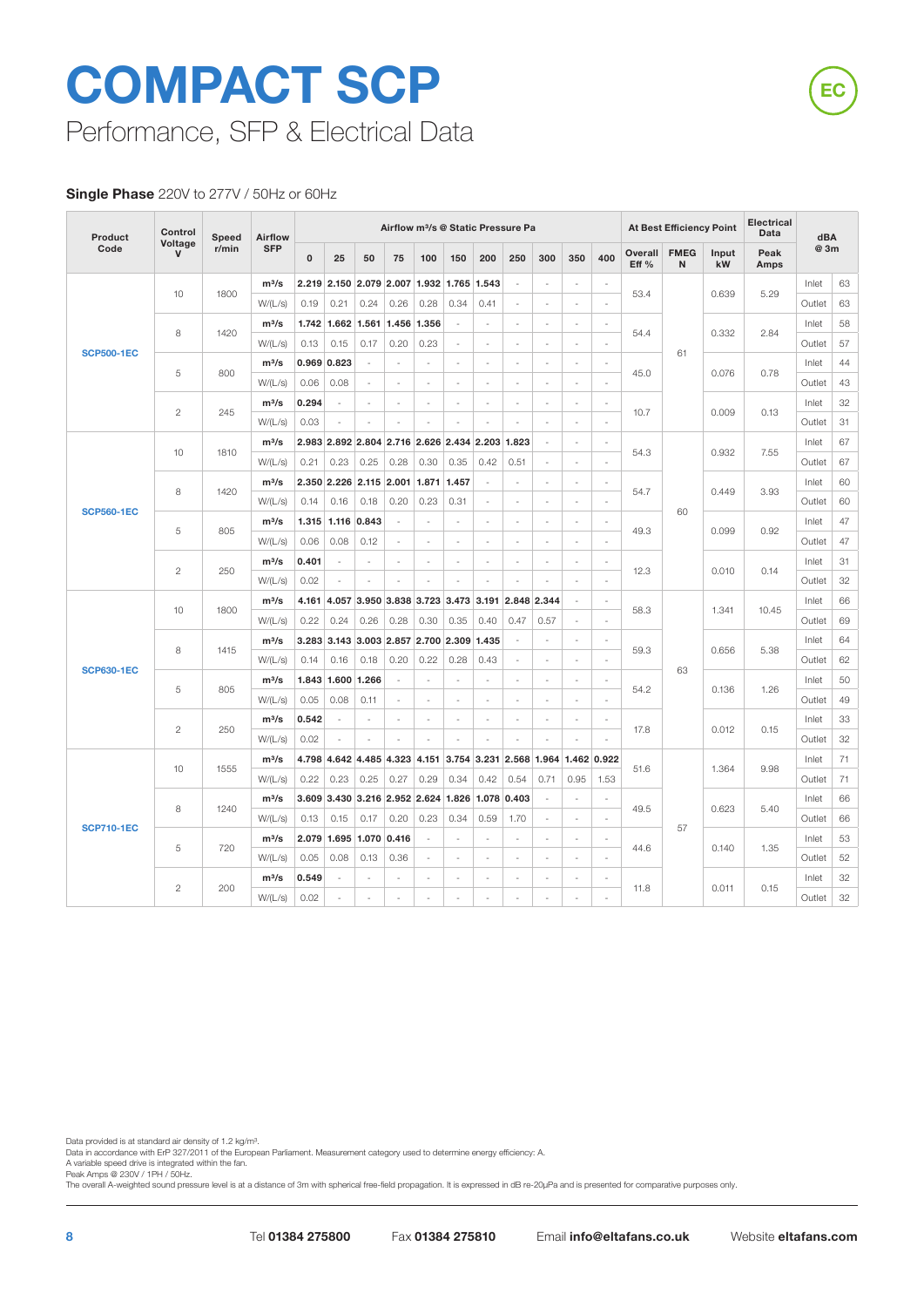# COMPACT SCP

Performance, SFP & Electrical Data

EC

**Single Phase** 220V to 277V / 50Hz or 60Hz

| Product Code | Control Voltage V | Speed r/min | Airflow SFP | Airflow m³/s @ Static Pressure Pa | | | | | | | | | | | At Best Efficiency Point | | | Electrical Data | dBA @ 3m | |
|---|---|---|---|---|---|---|---|---|---|---|---|---|---|---|---|---|---|---|---|---|
| | | | | 0 | 25 | 50 | 75 | 100 | 150 | 200 | 250 | 300 | 350 | 400 | Overall Eff % | FMEG N | Input kW | Peak Amps | | |
| SCP500-1EC | 10 | 1800 | m³/s | 2.219 | 2.150 | 2.079 | 2.007 | 1.932 | 1.765 | 1.543 | - | - | - | - | 53.4 | 61 | 0.639 | 5.29 | Inlet | 63 |
| | | | W/(L/s) | 0.19 | 0.21 | 0.24 | 0.26 | 0.28 | 0.34 | 0.41 | - | - | - | - | | | | | Outlet | 63 |
| | 8 | 1420 | m³/s | 1.742 | 1.662 | 1.561 | 1.456 | 1.356 | - | - | - | - | - | - | 54.4 | | 0.332 | 2.84 | Inlet | 58 |
| | | | W/(L/s) | 0.13 | 0.15 | 0.17 | 0.20 | 0.23 | - | - | - | - | - | - | | | | | Outlet | 57 |
| | 5 | 800 | m³/s | 0.969 | 0.823 | - | - | - | - | - | - | - | - | - | 45.0 | | 0.076 | 0.78 | Inlet | 44 |
| | | | W/(L/s) | 0.06 | 0.08 | - | - | - | - | - | - | - | - | - | | | | | Outlet | 43 |
| | 2 | 245 | m³/s | 0.294 | - | - | - | - | - | - | - | - | - | - | 10.7 | | 0.009 | 0.13 | Inlet | 32 |
| | | | W/(L/s) | 0.03 | - | - | - | - | - | - | - | - | - | - | | | | | Outlet | 31 |
| SCP560-1EC | 10 | 1810 | m³/s | 2.983 | 2.892 | 2.804 | 2.716 | 2.626 | 2.434 | 2.203 | 1.823 | - | - | - | 54.3 | 60 | 0.932 | 7.55 | Inlet | 67 |
| | | | W/(L/s) | 0.21 | 0.23 | 0.25 | 0.28 | 0.30 | 0.35 | 0.42 | 0.51 | - | - | - | | | | | Outlet | 67 |
| | 8 | 1420 | m³/s | 2.350 | 2.226 | 2.115 | 2.001 | 1.871 | 1.457 | - | - | - | - | - | 54.7 | | 0.449 | 3.93 | Inlet | 60 |
| | | | W/(L/s) | 0.14 | 0.16 | 0.18 | 0.20 | 0.23 | 0.31 | - | - | - | - | - | | | | | Outlet | 60 |
| | 5 | 805 | m³/s | 1.315 | 1.116 | 0.843 | - | - | - | - | - | - | - | - | 49.3 | | 0.099 | 0.92 | Inlet | 47 |
| | | | W/(L/s) | 0.06 | 0.08 | 0.12 | - | - | - | - | - | - | - | - | | | | | Outlet | 47 |
| | 2 | 250 | m³/s | 0.401 | - | - | - | - | - | - | - | - | - | - | 12.3 | | 0.010 | 0.14 | Inlet | 31 |
| | | | W/(L/s) | 0.02 | - | - | - | - | - | - | - | - | - | - | | | | | Outlet | 32 |
| SCP630-1EC | 10 | 1800 | m³/s | 4.161 | 4.057 | 3.950 | 3.838 | 3.723 | 3.473 | 3.191 | 2.848 | 2.344 | - | - | 58.3 | 63 | 1.341 | 10.45 | Inlet | 66 |
| | | | W/(L/s) | 0.22 | 0.24 | 0.26 | 0.28 | 0.30 | 0.35 | 0.40 | 0.47 | 0.57 | - | - | | | | | Outlet | 69 |
| | 8 | 1415 | m³/s | 3.283 | 3.143 | 3.003 | 2.857 | 2.700 | 2.309 | 1.435 | - | - | - | - | 59.3 | | 0.656 | 5.38 | Inlet | 64 |
| | | | W/(L/s) | 0.14 | 0.16 | 0.18 | 0.20 | 0.22 | 0.28 | 0.43 | - | - | - | - | | | | | Outlet | 62 |
| | 5 | 805 | m³/s | 1.843 | 1.600 | 1.266 | - | - | - | - | - | - | - | - | 54.2 | | 0.136 | 1.26 | Inlet | 50 |
| | | | W/(L/s) | 0.05 | 0.08 | 0.11 | - | - | - | - | - | - | - | - | | | | | Outlet | 49 |
| | 2 | 250 | m³/s | 0.542 | - | - | - | - | - | - | - | - | - | - | 17.8 | | 0.012 | 0.15 | Inlet | 33 |
| | | | W/(L/s) | 0.02 | - | - | - | - | - | - | - | - | - | - | | | | | Outlet | 32 |
| SCP710-1EC | 10 | 1555 | m³/s | 4.798 | 4.642 | 4.485 | 4.323 | 4.151 | 3.754 | 3.231 | 2.568 | 1.964 | 1.462 | 0.922 | 51.6 | 57 | 1.364 | 9.98 | Inlet | 71 |
| | | | W/(L/s) | 0.22 | 0.23 | 0.25 | 0.27 | 0.29 | 0.34 | 0.42 | 0.54 | 0.71 | 0.95 | 1.53 | | | | | Outlet | 71 |
| | 8 | 1240 | m³/s | 3.609 | 3.430 | 3.216 | 2.952 | 2.624 | 1.826 | 1.078 | 0.403 | - | - | - | 49.5 | | 0.623 | 5.40 | Inlet | 66 |
| | | | W/(L/s) | 0.13 | 0.15 | 0.17 | 0.20 | 0.23 | 0.34 | 0.59 | 1.70 | - | - | - | | | | | Outlet | 66 |
| | 5 | 720 | m³/s | 2.079 | 1.695 | 1.070 | 0.416 | - | - | - | - | - | - | - | 44.6 | | 0.140 | 1.35 | Inlet | 53 |
| | | | W/(L/s) | 0.05 | 0.08 | 0.13 | 0.36 | - | - | - | - | - | - | - | | | | | Outlet | 52 |
| | 2 | 200 | m³/s | 0.549 | - | - | - | - | - | - | - | - | - | - | 11.8 | | 0.011 | 0.15 | Inlet | 32 |
| | | | W/(L/s) | 0.02 | - | - | - | - | - | - | - | - | - | - | | | | | Outlet | 32 |

Data provided is at standard air density of 1.2 kg/m³.
Data in accordance with ErP 327/2011 of the European Parliament. Measurement category used to determine energy efficiency: A.
A variable speed drive is integrated within the fan.
Peak Amps @ 230V / 1PH / 50Hz.
The overall A-weighted sound pressure level is at a distance of 3m with spherical free-field propagation. It is expressed in dB re-20μPa and is presented for comparative purposes only.

Tel **01384 275800** Fax **01384 275810** Email **info@eltafans.co.uk** Website **eltafans.com**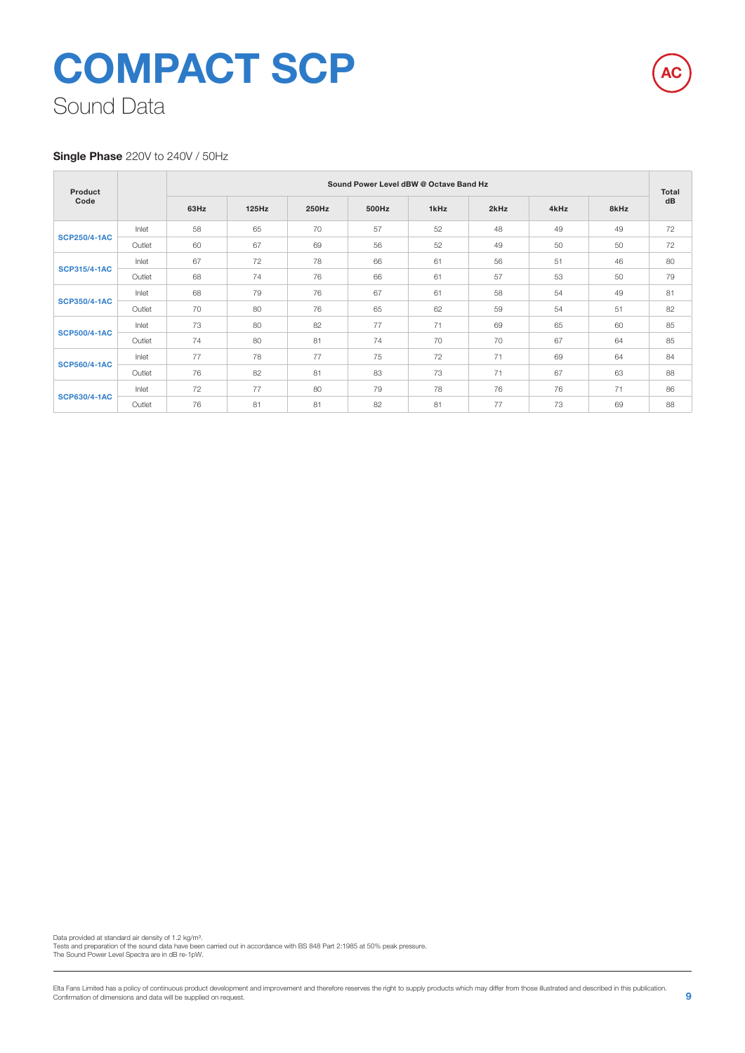# COMPACT SCP

## Sound Data

AC

**Single Phase** 220V to 240V / 50Hz

| Product Code | | Sound Power Level dBW @ Octave Band Hz | | | | | | | | Total dB |
|---|---|---|---|---|---|---|---|---|---|---|
| | | 63Hz | 125Hz | 250Hz | 500Hz | 1kHz | 2kHz | 4kHz | 8kHz | |
| **SCP250/4-1AC** | Inlet | 58 | 65 | 70 | 57 | 52 | 48 | 49 | 49 | 72 |
| | Outlet | 60 | 67 | 69 | 56 | 52 | 49 | 50 | 50 | 72 |
| **SCP315/4-1AC** | Inlet | 67 | 72 | 78 | 66 | 61 | 56 | 51 | 46 | 80 |
| | Outlet | 68 | 74 | 76 | 66 | 61 | 57 | 53 | 50 | 79 |
| **SCP350/4-1AC** | Inlet | 68 | 79 | 76 | 67 | 61 | 58 | 54 | 49 | 81 |
| | Outlet | 70 | 80 | 76 | 65 | 62 | 59 | 54 | 51 | 82 |
| **SCP500/4-1AC** | Inlet | 73 | 80 | 82 | 77 | 71 | 69 | 65 | 60 | 85 |
| | Outlet | 74 | 80 | 81 | 74 | 70 | 70 | 67 | 64 | 85 |
| **SCP560/4-1AC** | Inlet | 77 | 78 | 77 | 75 | 72 | 71 | 69 | 64 | 84 |
| | Outlet | 76 | 82 | 81 | 83 | 73 | 71 | 67 | 63 | 88 |
| **SCP630/4-1AC** | Inlet | 72 | 77 | 80 | 79 | 78 | 76 | 76 | 71 | 86 |
| | Outlet | 76 | 81 | 81 | 82 | 81 | 77 | 73 | 69 | 88 |

Data provided at standard air density of 1.2 kg/m³.
Tests and preparation of the sound data have been carried out in accordance with BS 848 Part 2:1985 at 50% peak pressure.
The Sound Power Level Spectra are in dB re-1pW.

Elta Fans Limited has a policy of continuous product development and improvement and therefore reserves the right to supply products which may differ from those illustrated and described in this publication. Confirmation of dimensions and data will be supplied on request.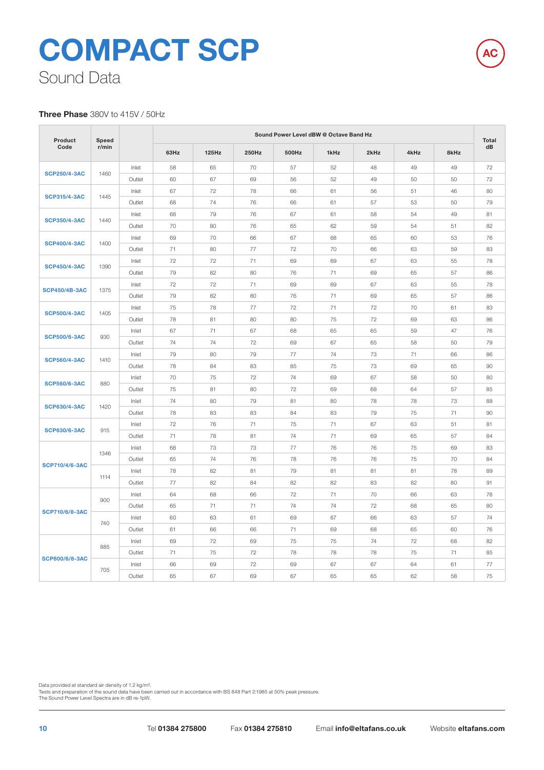# COMPACT SCP

## Sound Data

**Three Phase** 380V to 415V / 50Hz

| Product Code | Speed r/min | | Sound Power Level dBW @ Octave Band Hz | | | | | | | | Total dB |
|---|---|---|---|---|---|---|---|---|---|---|---|
| | | | 63Hz | 125Hz | 250Hz | 500Hz | 1kHz | 2kHz | 4kHz | 8kHz | |
| SCP250/4-3AC | 1460 | Inlet | 58 | 65 | 70 | 57 | 52 | 48 | 49 | 49 | 72 |
| | | Outlet | 60 | 67 | 69 | 56 | 52 | 49 | 50 | 50 | 72 |
| SCP315/4-3AC | 1445 | Inlet | 67 | 72 | 78 | 66 | 61 | 56 | 51 | 46 | 80 |
| | | Outlet | 68 | 74 | 76 | 66 | 61 | 57 | 53 | 50 | 79 |
| SCP350/4-3AC | 1440 | Inlet | 68 | 79 | 76 | 67 | 61 | 58 | 54 | 49 | 81 |
| | | Outlet | 70 | 80 | 76 | 65 | 62 | 59 | 54 | 51 | 82 |
| SCP400/4-3AC | 1400 | Inlet | 69 | 70 | 66 | 67 | 68 | 65 | 60 | 53 | 76 |
| | | Outlet | 71 | 80 | 77 | 72 | 70 | 66 | 63 | 59 | 83 |
| SCP450/4-3AC | 1390 | Inlet | 72 | 72 | 71 | 69 | 69 | 67 | 63 | 55 | 78 |
| | | Outlet | 79 | 82 | 80 | 76 | 71 | 69 | 65 | 57 | 86 |
| SCP450/4B-3AC | 1375 | Inlet | 72 | 72 | 71 | 69 | 69 | 67 | 63 | 55 | 78 |
| | | Outlet | 79 | 82 | 80 | 76 | 71 | 69 | 65 | 57 | 86 |
| SCP500/4-3AC | 1405 | Inlet | 75 | 78 | 77 | 72 | 71 | 72 | 70 | 61 | 83 |
| | | Outlet | 78 | 81 | 80 | 80 | 75 | 72 | 69 | 63 | 86 |
| SCP500/6-3AC | 930 | Inlet | 67 | 71 | 67 | 68 | 65 | 65 | 59 | 47 | 76 |
| | | Outlet | 74 | 74 | 72 | 69 | 67 | 65 | 58 | 50 | 79 |
| SCP560/4-3AC | 1410 | Inlet | 79 | 80 | 79 | 77 | 74 | 73 | 71 | 66 | 86 |
| | | Outlet | 78 | 84 | 83 | 85 | 75 | 73 | 69 | 65 | 90 |
| SCP560/6-3AC | 880 | Inlet | 70 | 75 | 72 | 74 | 69 | 67 | 58 | 50 | 80 |
| | | Outlet | 75 | 81 | 80 | 72 | 69 | 68 | 64 | 57 | 85 |
| SCP630/4-3AC | 1420 | Inlet | 74 | 80 | 79 | 81 | 80 | 78 | 78 | 73 | 88 |
| | | Outlet | 78 | 83 | 83 | 84 | 83 | 79 | 75 | 71 | 90 |
| SCP630/6-3AC | 915 | Inlet | 72 | 76 | 71 | 75 | 71 | 67 | 63 | 51 | 81 |
| | | Outlet | 71 | 78 | 81 | 74 | 71 | 69 | 65 | 57 | 84 |
| SCP710/4/6-3AC | 1346 | Inlet | 68 | 73 | 73 | 77 | 76 | 76 | 75 | 69 | 83 |
| | | Outlet | 65 | 74 | 76 | 78 | 76 | 76 | 75 | 70 | 84 |
| | 1114 | Inlet | 78 | 82 | 81 | 79 | 81 | 81 | 81 | 78 | 89 |
| | | Outlet | 77 | 82 | 84 | 82 | 82 | 83 | 82 | 80 | 91 |
| SCP710/6/8-3AC | 900 | Inlet | 64 | 68 | 66 | 72 | 71 | 70 | 66 | 63 | 78 |
| | | Outlet | 65 | 71 | 71 | 74 | 74 | 72 | 68 | 65 | 80 |
| | 740 | Inlet | 60 | 63 | 61 | 69 | 67 | 66 | 63 | 57 | 74 |
| | | Outlet | 61 | 66 | 66 | 71 | 69 | 68 | 65 | 60 | 76 |
| SCP800/6/8-3AC | 885 | Inlet | 69 | 72 | 69 | 75 | 75 | 74 | 72 | 68 | 82 |
| | | Outlet | 71 | 75 | 72 | 78 | 78 | 78 | 75 | 71 | 85 |
| | 705 | Inlet | 66 | 69 | 72 | 69 | 67 | 67 | 64 | 61 | 77 |
| | | Outlet | 65 | 67 | 69 | 67 | 65 | 65 | 62 | 58 | 75 |

Data provided at standard air density of 1.2 kg/m³.
Tests and preparation of the sound data have been carried out in accordance with BS 848 Part 2:1985 at 50% peak pressure.
The Sound Power Level Spectra are in dB re-1pW.

Tel **01384 275800** Fax **01384 275810** Email **info@eltafans.co.uk** Website **eltafans.com**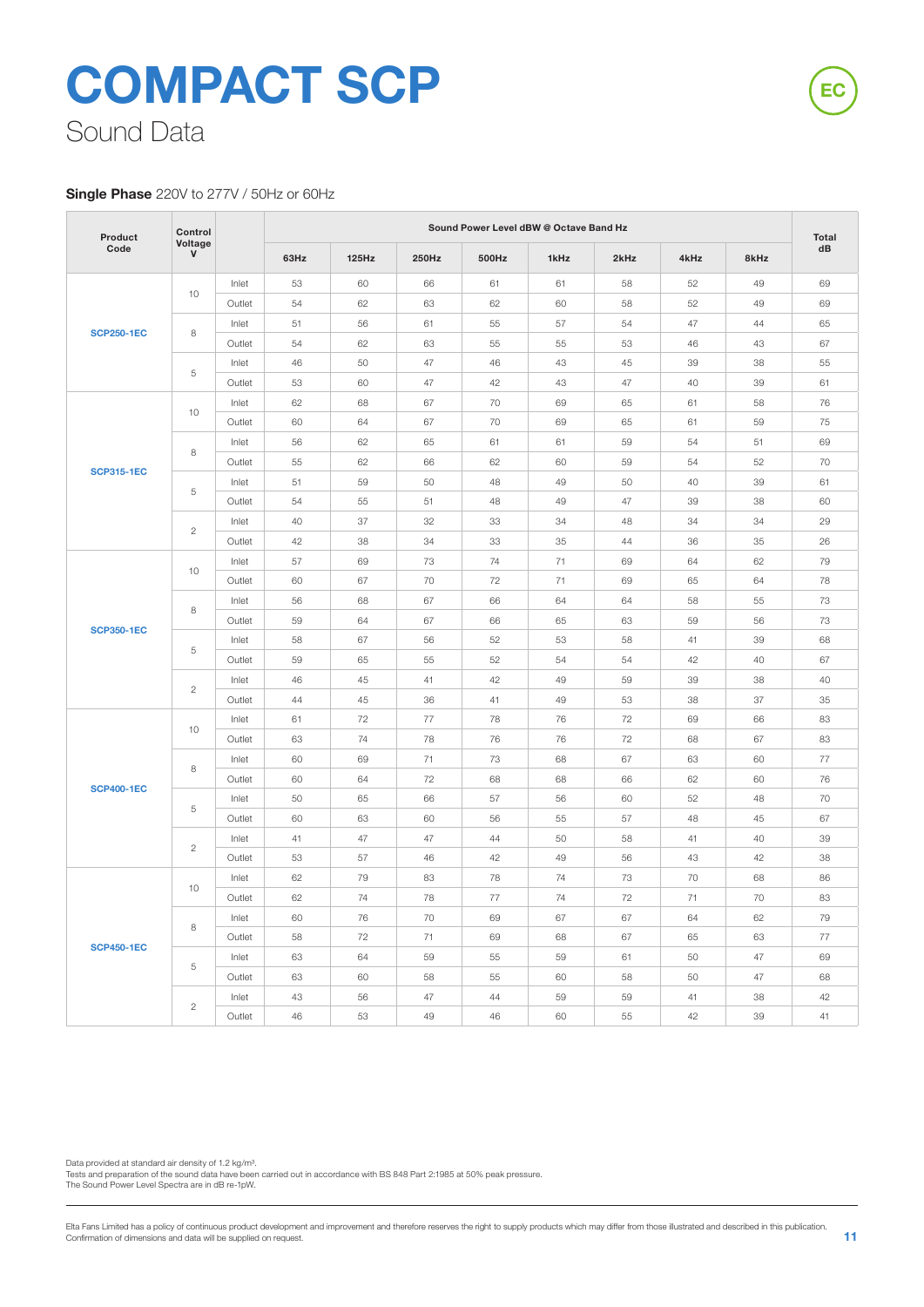# COMPACT SCP

## Sound Data

EC

**Single Phase** 220V to 277V / 50Hz or 60Hz

| Product Code | Control Voltage V | | Sound Power Level dBW @ Octave Band Hz | | | | | | | | Total dB |
|---|---|---|---|---|---|---|---|---|---|---|---|
| | | | 63Hz | 125Hz | 250Hz | 500Hz | 1kHz | 2kHz | 4kHz | 8kHz | |
| SCP250-1EC | 10 | Inlet | 53 | 60 | 66 | 61 | 61 | 58 | 52 | 49 | 69 |
| | | Outlet | 54 | 62 | 63 | 62 | 60 | 58 | 52 | 49 | 69 |
| | 8 | Inlet | 51 | 56 | 61 | 55 | 57 | 54 | 47 | 44 | 65 |
| | | Outlet | 54 | 62 | 63 | 55 | 55 | 53 | 46 | 43 | 67 |
| | 5 | Inlet | 46 | 50 | 47 | 46 | 43 | 45 | 39 | 38 | 55 |
| | | Outlet | 53 | 60 | 47 | 42 | 43 | 47 | 40 | 39 | 61 |
| SCP315-1EC | 10 | Inlet | 62 | 68 | 67 | 70 | 69 | 65 | 61 | 58 | 76 |
| | | Outlet | 60 | 64 | 67 | 70 | 69 | 65 | 61 | 59 | 75 |
| | 8 | Inlet | 56 | 62 | 65 | 61 | 61 | 59 | 54 | 51 | 69 |
| | | Outlet | 55 | 62 | 66 | 62 | 60 | 59 | 54 | 52 | 70 |
| | 5 | Inlet | 51 | 59 | 50 | 48 | 49 | 50 | 40 | 39 | 61 |
| | | Outlet | 54 | 55 | 51 | 48 | 49 | 47 | 39 | 38 | 60 |
| | 2 | Inlet | 40 | 37 | 32 | 33 | 34 | 48 | 34 | 34 | 29 |
| | | Outlet | 42 | 38 | 34 | 33 | 35 | 44 | 36 | 35 | 26 |
| SCP350-1EC | 10 | Inlet | 57 | 69 | 73 | 74 | 71 | 69 | 64 | 62 | 79 |
| | | Outlet | 60 | 67 | 70 | 72 | 71 | 69 | 65 | 64 | 78 |
| | 8 | Inlet | 56 | 68 | 67 | 66 | 64 | 64 | 58 | 55 | 73 |
| | | Outlet | 59 | 64 | 67 | 66 | 65 | 63 | 59 | 56 | 73 |
| | 5 | Inlet | 58 | 67 | 56 | 52 | 53 | 58 | 41 | 39 | 68 |
| | | Outlet | 59 | 65 | 55 | 52 | 54 | 54 | 42 | 40 | 67 |
| | 2 | Inlet | 46 | 45 | 41 | 42 | 49 | 59 | 39 | 38 | 40 |
| | | Outlet | 44 | 45 | 36 | 41 | 49 | 53 | 38 | 37 | 35 |
| SCP400-1EC | 10 | Inlet | 61 | 72 | 77 | 78 | 76 | 72 | 69 | 66 | 83 |
| | | Outlet | 63 | 74 | 78 | 76 | 76 | 72 | 68 | 67 | 83 |
| | 8 | Inlet | 60 | 69 | 71 | 73 | 68 | 67 | 63 | 60 | 77 |
| | | Outlet | 60 | 64 | 72 | 68 | 68 | 66 | 62 | 60 | 76 |
| | 5 | Inlet | 50 | 65 | 66 | 57 | 56 | 60 | 52 | 48 | 70 |
| | | Outlet | 60 | 63 | 60 | 56 | 55 | 57 | 48 | 45 | 67 |
| | 2 | Inlet | 41 | 47 | 47 | 44 | 50 | 58 | 41 | 40 | 39 |
| | | Outlet | 53 | 57 | 46 | 42 | 49 | 56 | 43 | 42 | 38 |
| SCP450-1EC | 10 | Inlet | 62 | 79 | 83 | 78 | 74 | 73 | 70 | 68 | 86 |
| | | Outlet | 62 | 74 | 78 | 77 | 74 | 72 | 71 | 70 | 83 |
| | 8 | Inlet | 60 | 76 | 70 | 69 | 67 | 67 | 64 | 62 | 79 |
| | | Outlet | 58 | 72 | 71 | 69 | 68 | 67 | 65 | 63 | 77 |
| | 5 | Inlet | 63 | 64 | 59 | 55 | 59 | 61 | 50 | 47 | 69 |
| | | Outlet | 63 | 60 | 58 | 55 | 60 | 58 | 50 | 47 | 68 |
| | 2 | Inlet | 43 | 56 | 47 | 44 | 59 | 59 | 41 | 38 | 42 |
| | | Outlet | 46 | 53 | 49 | 46 | 60 | 55 | 42 | 39 | 41 |

Data provided at standard air density of 1.2 kg/m³.
Tests and preparation of the sound data have been carried out in accordance with BS 848 Part 2:1985 at 50% peak pressure.
The Sound Power Level Spectra are in dB re-1pW.

Elta Fans Limited has a policy of continuous product development and improvement and therefore reserves the right to supply products which may differ from those illustrated and described in this publication. Confirmation of dimensions and data will be supplied on request.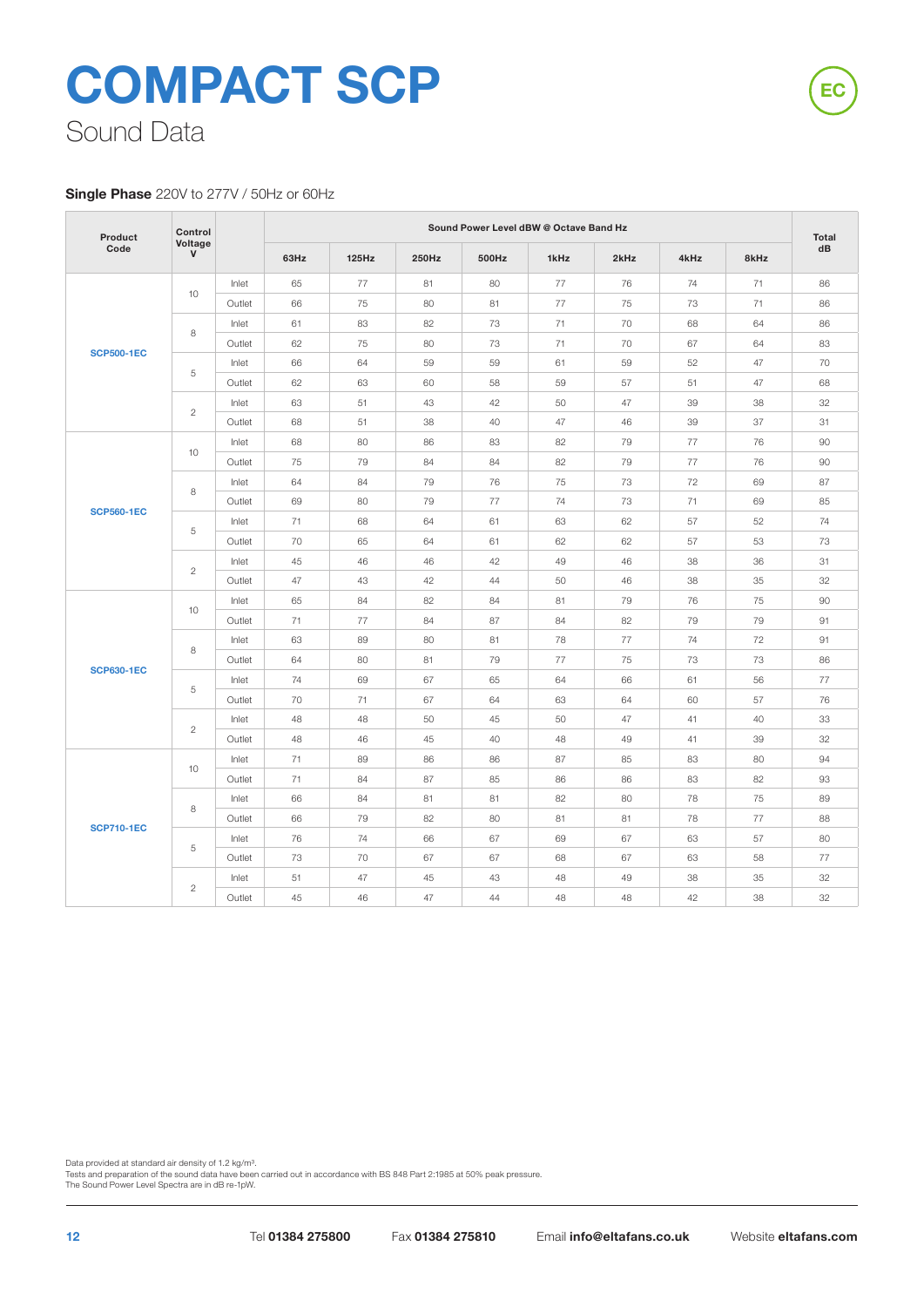# COMPACT SCP

## Sound Data

**Single Phase** 220V to 277V / 50Hz or 60Hz

| Product Code | Control Voltage V | | Sound Power Level dBW @ Octave Band Hz | | | | | | | | Total dB |
|---|---|---|---|---|---|---|---|---|---|---|---|
| | | | 63Hz | 125Hz | 250Hz | 500Hz | 1kHz | 2kHz | 4kHz | 8kHz | |
| SCP500-1EC | 10 | Inlet | 65 | 77 | 81 | 80 | 77 | 76 | 74 | 71 | 86 |
| | | Outlet | 66 | 75 | 80 | 81 | 77 | 75 | 73 | 71 | 86 |
| | 8 | Inlet | 61 | 83 | 82 | 73 | 71 | 70 | 68 | 64 | 86 |
| | | Outlet | 62 | 75 | 80 | 73 | 71 | 70 | 67 | 64 | 83 |
| | 5 | Inlet | 66 | 64 | 59 | 59 | 61 | 59 | 52 | 47 | 70 |
| | | Outlet | 62 | 63 | 60 | 58 | 59 | 57 | 51 | 47 | 68 |
| | 2 | Inlet | 63 | 51 | 43 | 42 | 50 | 47 | 39 | 38 | 32 |
| | | Outlet | 68 | 51 | 38 | 40 | 47 | 46 | 39 | 37 | 31 |
| SCP560-1EC | 10 | Inlet | 68 | 80 | 86 | 83 | 82 | 79 | 77 | 76 | 90 |
| | | Outlet | 75 | 79 | 84 | 84 | 82 | 79 | 77 | 76 | 90 |
| | 8 | Inlet | 64 | 84 | 79 | 76 | 75 | 73 | 72 | 69 | 87 |
| | | Outlet | 69 | 80 | 79 | 77 | 74 | 73 | 71 | 69 | 85 |
| | 5 | Inlet | 71 | 68 | 64 | 61 | 63 | 62 | 57 | 52 | 74 |
| | | Outlet | 70 | 65 | 64 | 61 | 62 | 62 | 57 | 53 | 73 |
| | 2 | Inlet | 45 | 46 | 46 | 42 | 49 | 46 | 38 | 36 | 31 |
| | | Outlet | 47 | 43 | 42 | 44 | 50 | 46 | 38 | 35 | 32 |
| SCP630-1EC | 10 | Inlet | 65 | 84 | 82 | 84 | 81 | 79 | 76 | 75 | 90 |
| | | Outlet | 71 | 77 | 84 | 87 | 84 | 82 | 79 | 79 | 91 |
| | 8 | Inlet | 63 | 89 | 80 | 81 | 78 | 77 | 74 | 72 | 91 |
| | | Outlet | 64 | 80 | 81 | 79 | 77 | 75 | 73 | 73 | 86 |
| | 5 | Inlet | 74 | 69 | 67 | 65 | 64 | 66 | 61 | 56 | 77 |
| | | Outlet | 70 | 71 | 67 | 64 | 63 | 64 | 60 | 57 | 76 |
| | 2 | Inlet | 48 | 48 | 50 | 45 | 50 | 47 | 41 | 40 | 33 |
| | | Outlet | 48 | 46 | 45 | 40 | 48 | 49 | 41 | 39 | 32 |
| SCP710-1EC | 10 | Inlet | 71 | 89 | 86 | 86 | 87 | 85 | 83 | 80 | 94 |
| | | Outlet | 71 | 84 | 87 | 85 | 86 | 86 | 83 | 82 | 93 |
| | 8 | Inlet | 66 | 84 | 81 | 81 | 82 | 80 | 78 | 75 | 89 |
| | | Outlet | 66 | 79 | 82 | 80 | 81 | 81 | 78 | 77 | 88 |
| | 5 | Inlet | 76 | 74 | 66 | 67 | 69 | 67 | 63 | 57 | 80 |
| | | Outlet | 73 | 70 | 67 | 67 | 68 | 67 | 63 | 58 | 77 |
| | 2 | Inlet | 51 | 47 | 45 | 43 | 48 | 49 | 38 | 35 | 32 |
| | | Outlet | 45 | 46 | 47 | 44 | 48 | 48 | 42 | 38 | 32 |

Data provided at standard air density of 1.2 kg/m³.
Tests and preparation of the sound data have been carried out in accordance with BS 848 Part 2:1985 at 50% peak pressure.
The Sound Power Level Spectra are in dB re-1pW.

Tel **01384 275800** Fax **01384 275810** Email **info@eltafans.co.uk** Website **eltafans.com**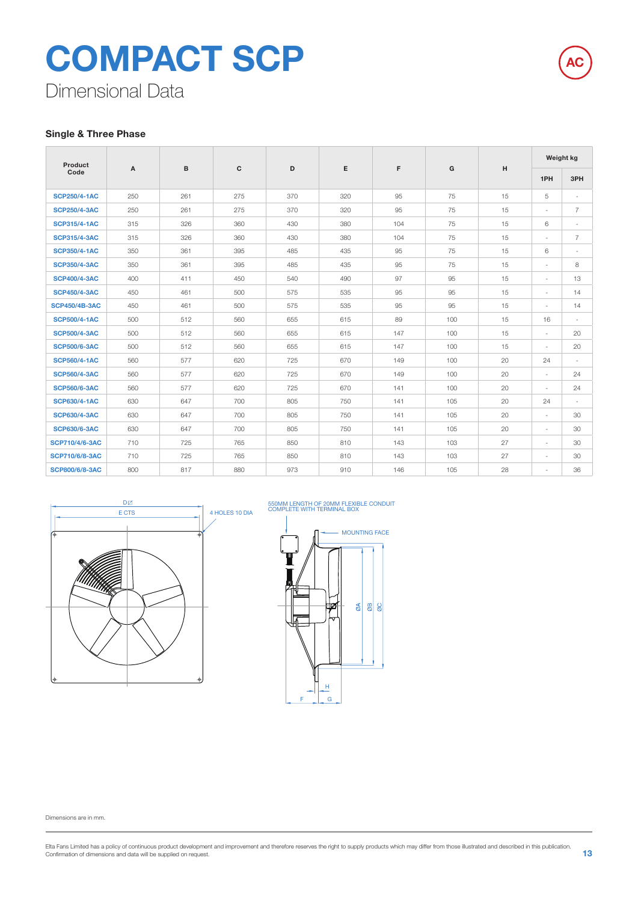# COMPACT SCP

## Dimensional Data

AC

### Single & Three Phase

| Product Code | A | B | C | D | E | F | G | H | Weight kg | |
|---|---|---|---|---|---|---|---|---|---|---|
| | | | | | | | | | 1PH | 3PH |
| SCP250/4-1AC | 250 | 261 | 275 | 370 | 320 | 95 | 75 | 15 | 5 | - |
| SCP250/4-3AC | 250 | 261 | 275 | 370 | 320 | 95 | 75 | 15 | - | 7 |
| SCP315/4-1AC | 315 | 326 | 360 | 430 | 380 | 104 | 75 | 15 | 6 | - |
| SCP315/4-3AC | 315 | 326 | 360 | 430 | 380 | 104 | 75 | 15 | - | 7 |
| SCP350/4-1AC | 350 | 361 | 395 | 485 | 435 | 95 | 75 | 15 | 6 | - |
| SCP350/4-3AC | 350 | 361 | 395 | 485 | 435 | 95 | 75 | 15 | - | 8 |
| SCP400/4-3AC | 400 | 411 | 450 | 540 | 490 | 97 | 95 | 15 | - | 13 |
| SCP450/4-3AC | 450 | 461 | 500 | 575 | 535 | 95 | 95 | 15 | - | 14 |
| SCP450/4B-3AC | 450 | 461 | 500 | 575 | 535 | 95 | 95 | 15 | - | 14 |
| SCP500/4-1AC | 500 | 512 | 560 | 655 | 615 | 89 | 100 | 15 | 16 | - |
| SCP500/4-3AC | 500 | 512 | 560 | 655 | 615 | 147 | 100 | 15 | - | 20 |
| SCP500/6-3AC | 500 | 512 | 560 | 655 | 615 | 147 | 100 | 15 | - | 20 |
| SCP560/4-1AC | 560 | 577 | 620 | 725 | 670 | 149 | 100 | 20 | 24 | - |
| SCP560/4-3AC | 560 | 577 | 620 | 725 | 670 | 149 | 100 | 20 | - | 24 |
| SCP560/6-3AC | 560 | 577 | 620 | 725 | 670 | 141 | 100 | 20 | - | 24 |
| SCP630/4-1AC | 630 | 647 | 700 | 805 | 750 | 141 | 105 | 20 | 24 | - |
| SCP630/4-3AC | 630 | 647 | 700 | 805 | 750 | 141 | 105 | 20 | - | 30 |
| SCP630/6-3AC | 630 | 647 | 700 | 805 | 750 | 141 | 105 | 20 | - | 30 |
| SCP710/4/6-3AC | 710 | 725 | 765 | 850 | 810 | 143 | 103 | 27 | - | 30 |
| SCP710/6/8-3AC | 710 | 725 | 765 | 850 | 810 | 143 | 103 | 27 | - | 30 |
| SCP800/6/8-3AC | 800 | 817 | 880 | 973 | 910 | 146 | 105 | 28 | - | 36 |

D☐
E CTS
4 HOLES 10 DIA

550MM LENGTH OF 20MM FLEXIBLE CONDUIT COMPLETE WITH TERMINAL BOX

MOUNTING FACE

ØA ØB ØC

H
F G

Dimensions are in mm.

Elta Fans Limited has a policy of continuous product development and improvement and therefore reserves the right to supply products which may differ from those illustrated and described in this publication. Confirmation of dimensions and data will be supplied on request.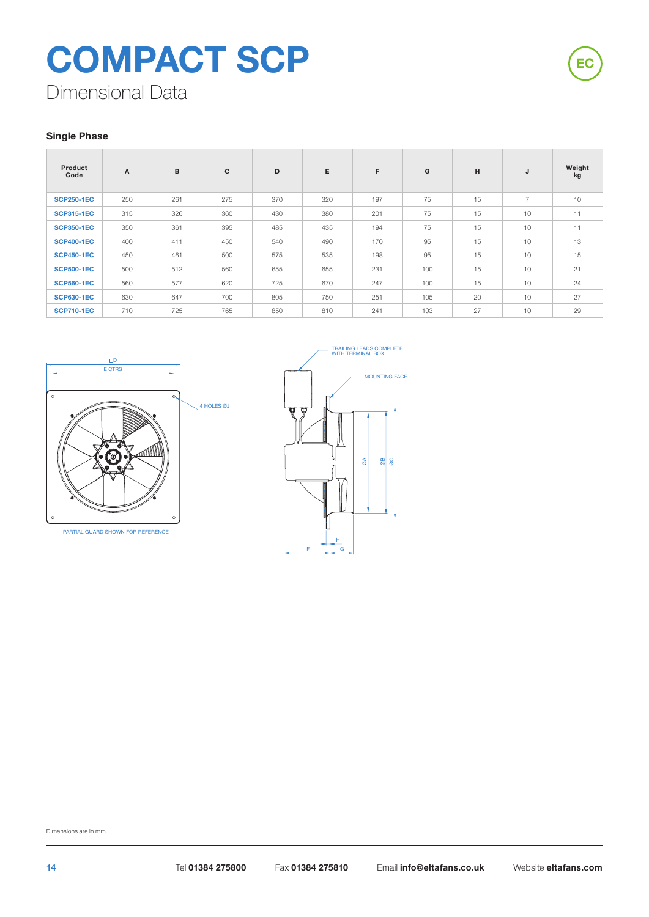# COMPACT SCP

## Dimensional Data

### Single Phase

| Product Code | A | B | C | D | E | F | G | H | J | Weight kg |
|---|---|---|---|---|---|---|---|---|---|---|
| SCP250-1EC | 250 | 261 | 275 | 370 | 320 | 197 | 75 | 15 | 7 | 10 |
| SCP315-1EC | 315 | 326 | 360 | 430 | 380 | 201 | 75 | 15 | 10 | 11 |
| SCP350-1EC | 350 | 361 | 395 | 485 | 435 | 194 | 75 | 15 | 10 | 11 |
| SCP400-1EC | 400 | 411 | 450 | 540 | 490 | 170 | 95 | 15 | 10 | 13 |
| SCP450-1EC | 450 | 461 | 500 | 575 | 535 | 198 | 95 | 15 | 10 | 15 |
| SCP500-1EC | 500 | 512 | 560 | 655 | 655 | 231 | 100 | 15 | 10 | 21 |
| SCP560-1EC | 560 | 577 | 620 | 725 | 670 | 247 | 100 | 15 | 10 | 24 |
| SCP630-1EC | 630 | 647 | 700 | 805 | 750 | 251 | 105 | 20 | 10 | 27 |
| SCP710-1EC | 710 | 725 | 765 | 850 | 810 | 241 | 103 | 27 | 10 | 29 |

PARTIAL GUARD SHOWN FOR REFERENCE

Dimensions are in mm.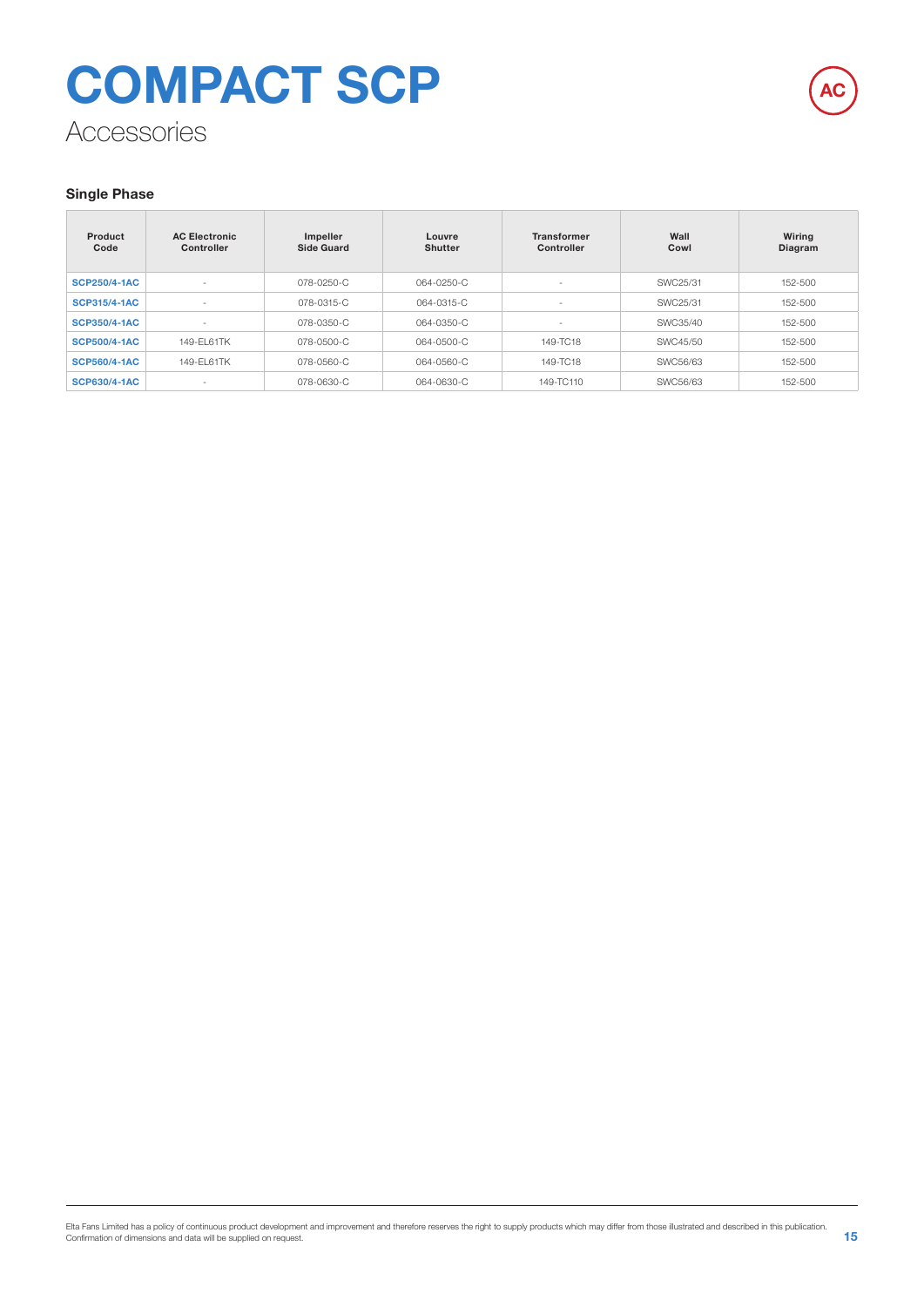# COMPACT SCP

## Accessories

AC

### Single Phase

| Product Code | AC Electronic Controller | Impeller Side Guard | Louvre Shutter | Transformer Controller | Wall Cowl | Wiring Diagram |
|---|---|---|---|---|---|---|
| **SCP250/4-1AC** | - | 078-0250-C | 064-0250-C | - | SWC25/31 | 152-500 |
| **SCP315/4-1AC** | - | 078-0315-C | 064-0315-C | - | SWC25/31 | 152-500 |
| **SCP350/4-1AC** | - | 078-0350-C | 064-0350-C | - | SWC35/40 | 152-500 |
| **SCP500/4-1AC** | 149-EL61TK | 078-0500-C | 064-0500-C | 149-TC18 | SWC45/50 | 152-500 |
| **SCP560/4-1AC** | 149-EL61TK | 078-0560-C | 064-0560-C | 149-TC18 | SWC56/63 | 152-500 |
| **SCP630/4-1AC** | - | 078-0630-C | 064-0630-C | 149-TC110 | SWC56/63 | 152-500 |

Elta Fans Limited has a policy of continuous product development and improvement and therefore reserves the right to supply products which may differ from those illustrated and described in this publication. Confirmation of dimensions and data will be supplied on request.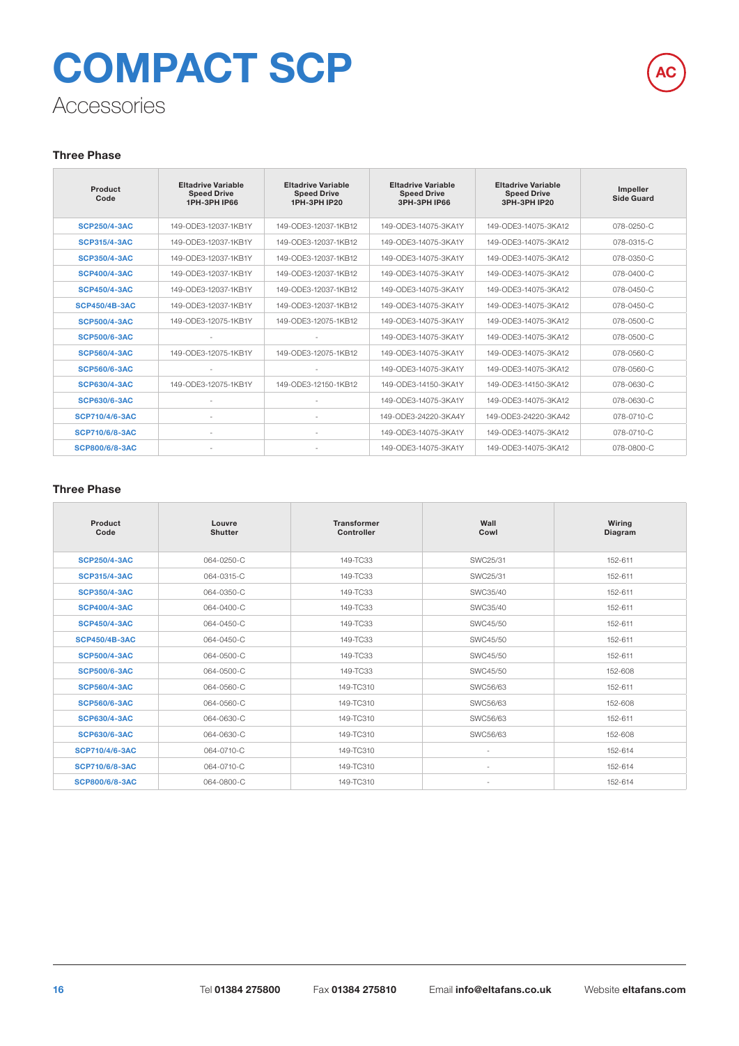# COMPACT SCP

## Accessories

### Three Phase

| Product Code | Eltadrive Variable Speed Drive 1PH-3PH IP66 | Eltadrive Variable Speed Drive 1PH-3PH IP20 | Eltadrive Variable Speed Drive 3PH-3PH IP66 | Eltadrive Variable Speed Drive 3PH-3PH IP20 | Impeller Side Guard |
|---|---|---|---|---|---|
| SCP250/4-3AC | 149-ODE3-12037-1KB1Y | 149-ODE3-12037-1KB12 | 149-ODE3-14075-3KA1Y | 149-ODE3-14075-3KA12 | 078-0250-C |
| SCP315/4-3AC | 149-ODE3-12037-1KB1Y | 149-ODE3-12037-1KB12 | 149-ODE3-14075-3KA1Y | 149-ODE3-14075-3KA12 | 078-0315-C |
| SCP350/4-3AC | 149-ODE3-12037-1KB1Y | 149-ODE3-12037-1KB12 | 149-ODE3-14075-3KA1Y | 149-ODE3-14075-3KA12 | 078-0350-C |
| SCP400/4-3AC | 149-ODE3-12037-1KB1Y | 149-ODE3-12037-1KB12 | 149-ODE3-14075-3KA1Y | 149-ODE3-14075-3KA12 | 078-0400-C |
| SCP450/4-3AC | 149-ODE3-12037-1KB1Y | 149-ODE3-12037-1KB12 | 149-ODE3-14075-3KA1Y | 149-ODE3-14075-3KA12 | 078-0450-C |
| SCP450/4B-3AC | 149-ODE3-12037-1KB1Y | 149-ODE3-12037-1KB12 | 149-ODE3-14075-3KA1Y | 149-ODE3-14075-3KA12 | 078-0450-C |
| SCP500/4-3AC | 149-ODE3-12075-1KB1Y | 149-ODE3-12075-1KB12 | 149-ODE3-14075-3KA1Y | 149-ODE3-14075-3KA12 | 078-0500-C |
| SCP500/6-3AC | - | - | 149-ODE3-14075-3KA1Y | 149-ODE3-14075-3KA12 | 078-0500-C |
| SCP560/4-3AC | 149-ODE3-12075-1KB1Y | 149-ODE3-12075-1KB12 | 149-ODE3-14075-3KA1Y | 149-ODE3-14075-3KA12 | 078-0560-C |
| SCP560/6-3AC | - | - | 149-ODE3-14075-3KA1Y | 149-ODE3-14075-3KA12 | 078-0560-C |
| SCP630/4-3AC | 149-ODE3-12075-1KB1Y | 149-ODE3-12150-1KB12 | 149-ODE3-14150-3KA1Y | 149-ODE3-14150-3KA12 | 078-0630-C |
| SCP630/6-3AC | - | - | 149-ODE3-14075-3KA1Y | 149-ODE3-14075-3KA12 | 078-0630-C |
| SCP710/4/6-3AC | - | - | 149-ODE3-24220-3KA4Y | 149-ODE3-24220-3KA42 | 078-0710-C |
| SCP710/6/8-3AC | - | - | 149-ODE3-14075-3KA1Y | 149-ODE3-14075-3KA12 | 078-0710-C |
| SCP800/6/8-3AC | - | - | 149-ODE3-14075-3KA1Y | 149-ODE3-14075-3KA12 | 078-0800-C |

### Three Phase

| Product Code | Louvre Shutter | Transformer Controller | Wall Cowl | Wiring Diagram |
|---|---|---|---|---|
| SCP250/4-3AC | 064-0250-C | 149-TC33 | SWC25/31 | 152-611 |
| SCP315/4-3AC | 064-0315-C | 149-TC33 | SWC25/31 | 152-611 |
| SCP350/4-3AC | 064-0350-C | 149-TC33 | SWC35/40 | 152-611 |
| SCP400/4-3AC | 064-0400-C | 149-TC33 | SWC35/40 | 152-611 |
| SCP450/4-3AC | 064-0450-C | 149-TC33 | SWC45/50 | 152-611 |
| SCP450/4B-3AC | 064-0450-C | 149-TC33 | SWC45/50 | 152-611 |
| SCP500/4-3AC | 064-0500-C | 149-TC33 | SWC45/50 | 152-611 |
| SCP500/6-3AC | 064-0500-C | 149-TC33 | SWC45/50 | 152-608 |
| SCP560/4-3AC | 064-0560-C | 149-TC310 | SWC56/63 | 152-611 |
| SCP560/6-3AC | 064-0560-C | 149-TC310 | SWC56/63 | 152-608 |
| SCP630/4-3AC | 064-0630-C | 149-TC310 | SWC56/63 | 152-611 |
| SCP630/6-3AC | 064-0630-C | 149-TC310 | SWC56/63 | 152-608 |
| SCP710/4/6-3AC | 064-0710-C | 149-TC310 | - | 152-614 |
| SCP710/6/8-3AC | 064-0710-C | 149-TC310 | - | 152-614 |
| SCP800/6/8-3AC | 064-0800-C | 149-TC310 | - | 152-614 |

Tel **01384 275800** Fax **01384 275810** Email **info@eltafans.co.uk** Website **eltafans.com**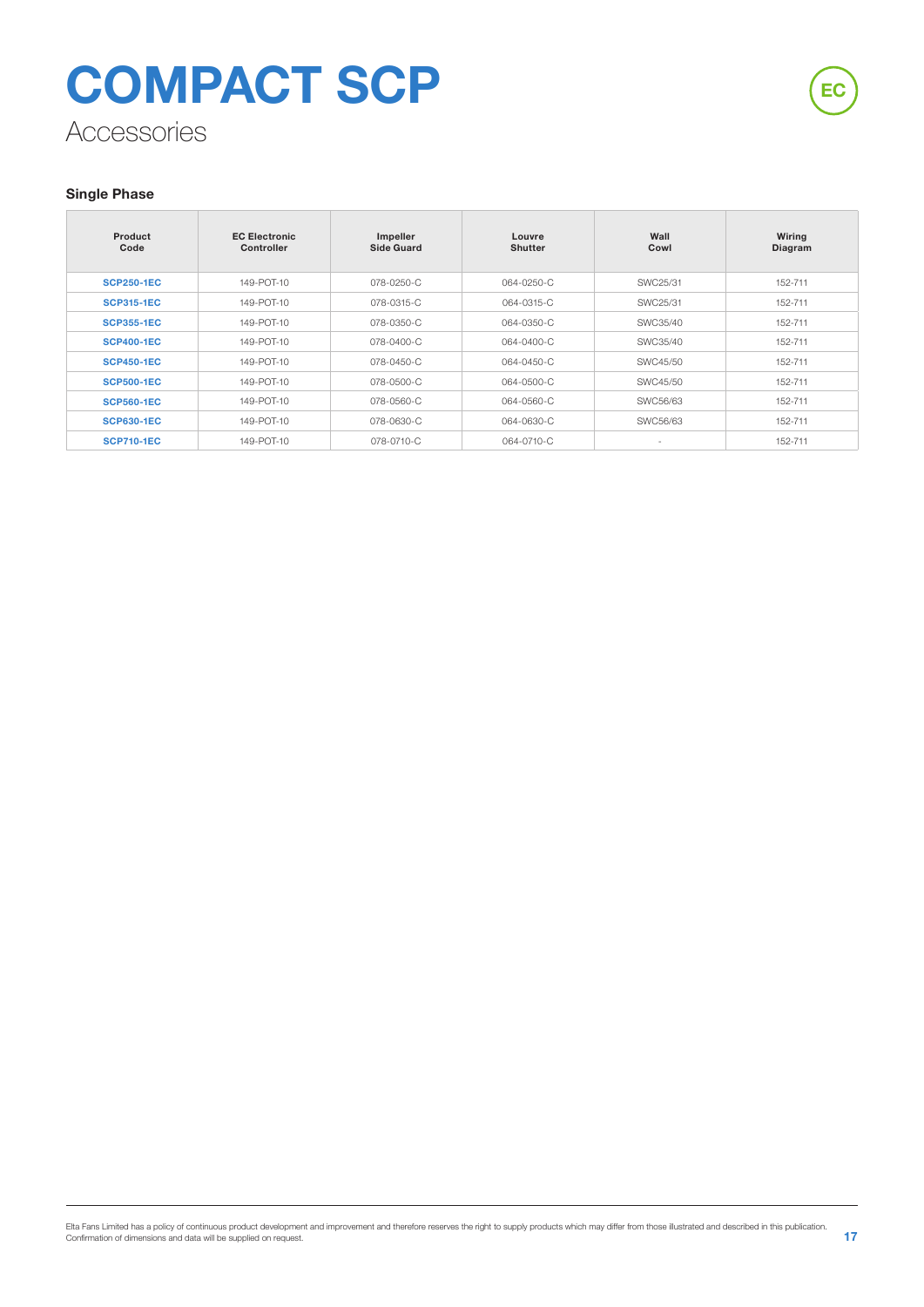# COMPACT SCP

## Accessories

EC

### Single Phase

| Product Code | EC Electronic Controller | Impeller Side Guard | Louvre Shutter | Wall Cowl | Wiring Diagram |
|---|---|---|---|---|---|
| **SCP250-1EC** | 149-POT-10 | 078-0250-C | 064-0250-C | SWC25/31 | 152-711 |
| **SCP315-1EC** | 149-POT-10 | 078-0315-C | 064-0315-C | SWC25/31 | 152-711 |
| **SCP355-1EC** | 149-POT-10 | 078-0350-C | 064-0350-C | SWC35/40 | 152-711 |
| **SCP400-1EC** | 149-POT-10 | 078-0400-C | 064-0400-C | SWC35/40 | 152-711 |
| **SCP450-1EC** | 149-POT-10 | 078-0450-C | 064-0450-C | SWC45/50 | 152-711 |
| **SCP500-1EC** | 149-POT-10 | 078-0500-C | 064-0500-C | SWC45/50 | 152-711 |
| **SCP560-1EC** | 149-POT-10 | 078-0560-C | 064-0560-C | SWC56/63 | 152-711 |
| **SCP630-1EC** | 149-POT-10 | 078-0630-C | 064-0630-C | SWC56/63 | 152-711 |
| **SCP710-1EC** | 149-POT-10 | 078-0710-C | 064-0710-C | - | 152-711 |

Elta Fans Limited has a policy of continuous product development and improvement and therefore reserves the right to supply products which may differ from those illustrated and described in this publication. Confirmation of dimensions and data will be supplied on request.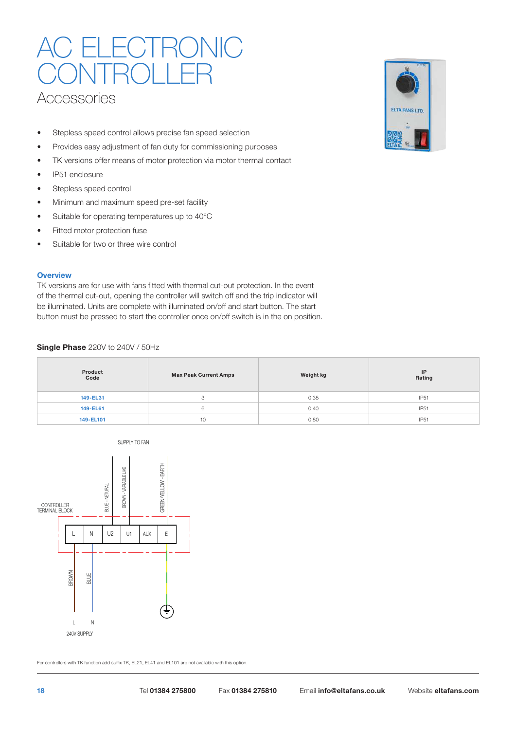# AC ELECTRONIC CONTROLLER

## Accessories

- Stepless speed control allows precise fan speed selection
- Provides easy adjustment of fan duty for commissioning purposes
- TK versions offer means of motor protection via motor thermal contact
- IP51 enclosure
- Stepless speed control
- Minimum and maximum speed pre-set facility
- Suitable for operating temperatures up to 40°C
- Fitted motor protection fuse
- Suitable for two or three wire control

### Overview

TK versions are for use with fans fitted with thermal cut-out protection. In the event of the thermal cut-out, opening the controller will switch off and the trip indicator will be illuminated. Units are complete with illuminated on/off and start button. The start button must be pressed to start the controller once on/off switch is in the on position.

**Single Phase** 220V to 240V / 50Hz

| Product Code | Max Peak Current Amps | Weight kg | IP Rating |
|---|---|---|---|
| 149-EL31 | 3 | 0.35 | IP51 |
| 149-EL61 | 6 | 0.40 | IP51 |
| 149-EL101 | 10 | 0.80 | IP51 |

SUPPLY TO FAN

BLUE - NETURAL | BROWN - VARIABLE LIVE | GREEN/YELLOW - EARTH

CONTROLLER TERMINAL BLOCK

L | N | U2 | U1 | AUX | E

BROWN | BLUE

L | N

240V SUPPLY

For controllers with TK function add suffix TK, EL21, EL41 and EL101 are not available with this option.

Tel **01384 275800** Fax **01384 275810** Email **info@eltafans.co.uk** Website **eltafans.com**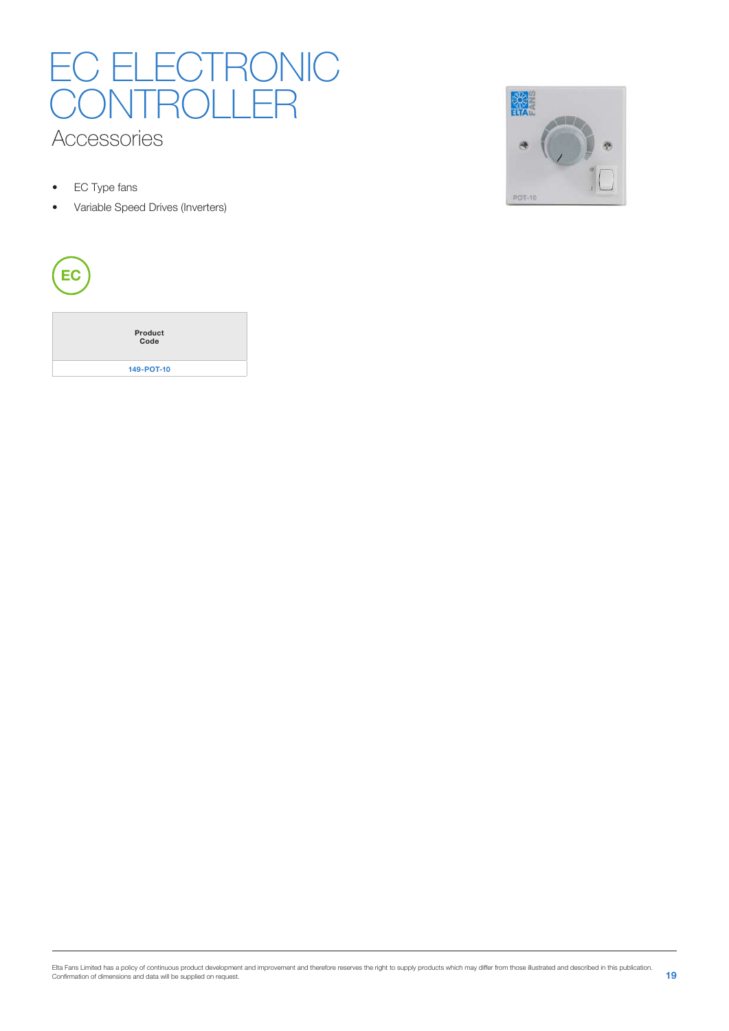# EC ELECTRONIC CONTROLLER

## Accessories

- EC Type fans
- Variable Speed Drives (Inverters)

EC

| Product Code |
|---|
| 149-POT-10 |

Elta Fans Limited has a policy of continuous product development and improvement and therefore reserves the right to supply products which may differ from those illustrated and described in this publication. Confirmation of dimensions and data will be supplied on request.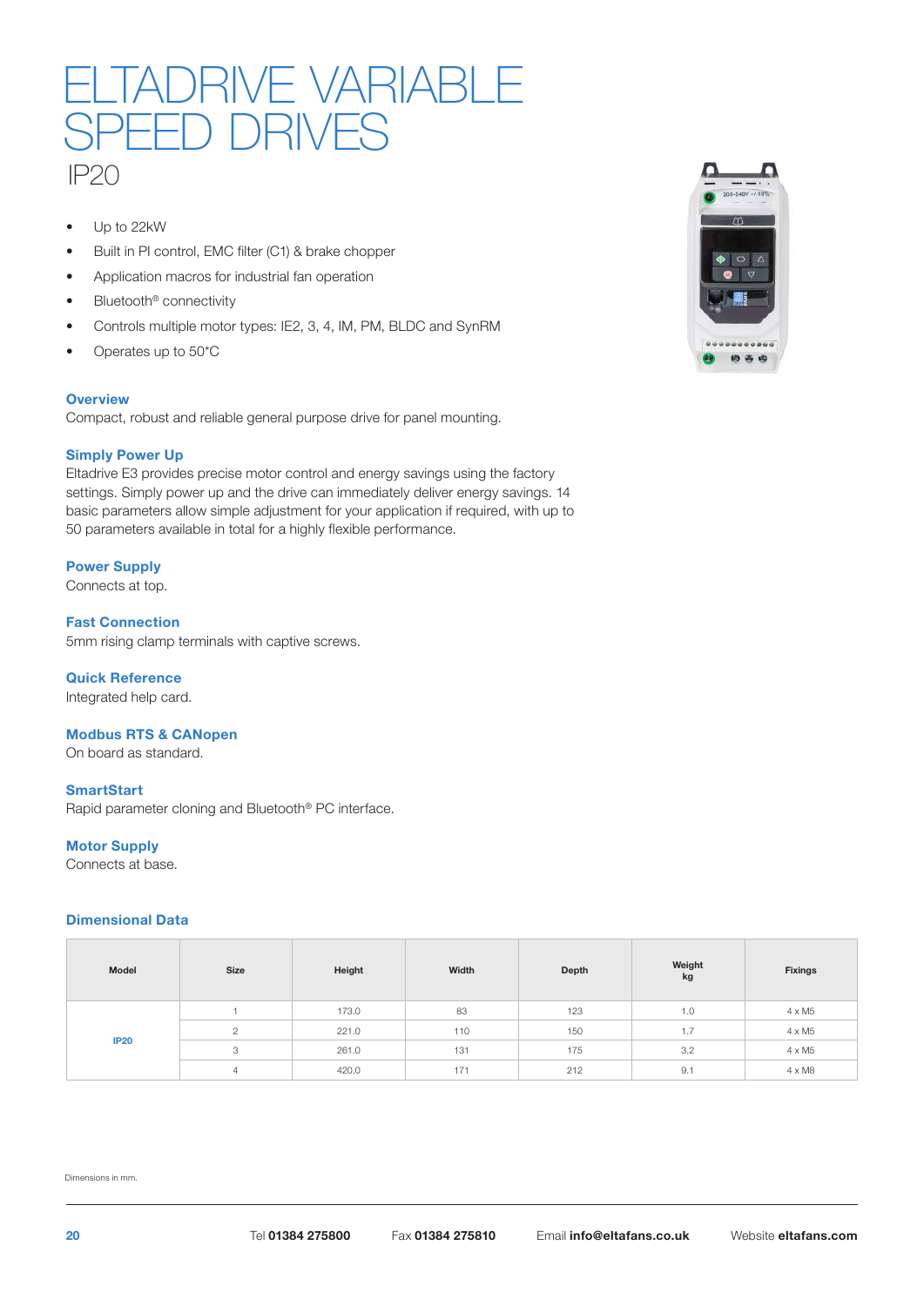# ELTADRIVE VARIABLE SPEED DRIVES

## IP20

- Up to 22kW
- Built in PI control, EMC filter (C1) & brake chopper
- Application macros for industrial fan operation
- Bluetooth® connectivity
- Controls multiple motor types: IE2, 3, 4, IM, PM, BLDC and SynRM
- Operates up to 50°C

### Overview

Compact, robust and reliable general purpose drive for panel mounting.

### Simply Power Up

Eltadrive E3 provides precise motor control and energy savings using the factory settings. Simply power up and the drive can immediately deliver energy savings. 14 basic parameters allow simple adjustment for your application if required, with up to 50 parameters available in total for a highly flexible performance.

### Power Supply

Connects at top.

### Fast Connection

5mm rising clamp terminals with captive screws.

### Quick Reference

Integrated help card.

### Modbus RTS & CANopen

On board as standard.

### SmartStart

Rapid parameter cloning and Bluetooth® PC interface.

### Motor Supply

Connects at base.

### Dimensional Data

| Model | Size | Height | Width | Depth | Weight kg | Fixings |
|---|---|---|---|---|---|---|
| IP20 | 1 | 173.0 | 83 | 123 | 1.0 | 4 x M5 |
| | 2 | 221.0 | 110 | 150 | 1.7 | 4 x M5 |
| | 3 | 261.0 | 131 | 175 | 3.2 | 4 x M5 |
| | 4 | 420.0 | 171 | 212 | 9.1 | 4 x M8 |

Dimensions in mm.

Tel **01384 275800** Fax **01384 275810** Email **info@eltafans.co.uk** Website **eltafans.com**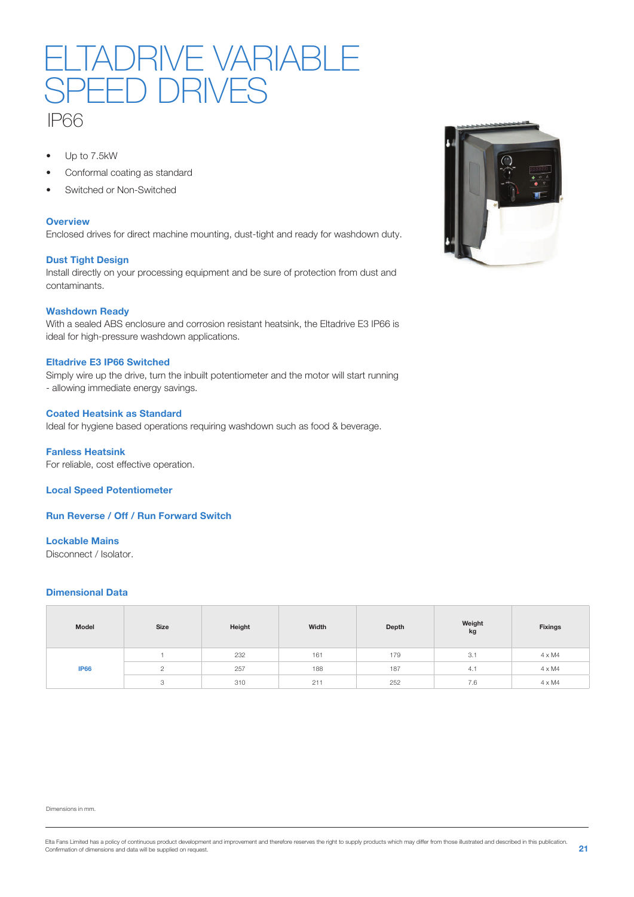# ELTADRIVE VARIABLE SPEED DRIVES

## IP66

- Up to 7.5kW
- Conformal coating as standard
- Switched or Non-Switched

### Overview

Enclosed drives for direct machine mounting, dust-tight and ready for washdown duty.

### Dust Tight Design

Install directly on your processing equipment and be sure of protection from dust and contaminants.

### Washdown Ready

With a sealed ABS enclosure and corrosion resistant heatsink, the Eltadrive E3 IP66 is ideal for high-pressure washdown applications.

### Eltadrive E3 IP66 Switched

Simply wire up the drive, turn the inbuilt potentiometer and the motor will start running - allowing immediate energy savings.

### Coated Heatsink as Standard

Ideal for hygiene based operations requiring washdown such as food & beverage.

### Fanless Heatsink

For reliable, cost effective operation.

### Local Speed Potentiometer

### Run Reverse / Off / Run Forward Switch

### Lockable Mains

Disconnect / Isolator.

### Dimensional Data

| Model | Size | Height | Width | Depth | Weight kg | Fixings |
|---|---|---|---|---|---|---|
| IP66 | 1 | 232 | 161 | 179 | 3.1 | 4 x M4 |
| | 2 | 257 | 188 | 187 | 4.1 | 4 x M4 |
| | 3 | 310 | 211 | 252 | 7.6 | 4 x M4 |

Dimensions in mm.

Elta Fans Limited has a policy of continuous product development and improvement and therefore reserves the right to supply products which may differ from those illustrated and described in this publication. Confirmation of dimensions and data will be supplied on request.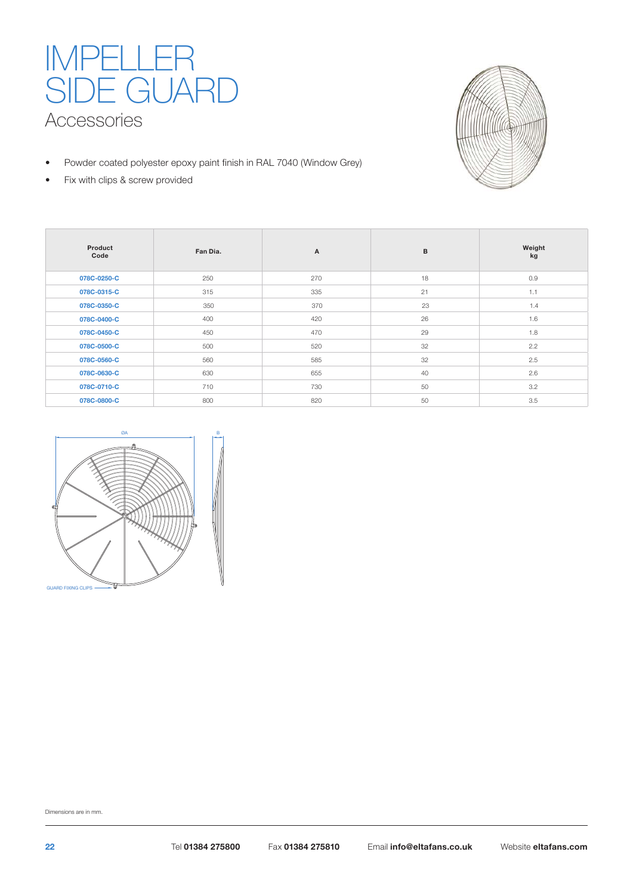# IMPELLER SIDE GUARD

## Accessories

- Powder coated polyester epoxy paint finish in RAL 7040 (Window Grey)
- Fix with clips & screw provided

| Product Code | Fan Dia. | A | B | Weight kg |
|---|---|---|---|---|
| 078C-0250-C | 250 | 270 | 18 | 0.9 |
| 078C-0315-C | 315 | 335 | 21 | 1.1 |
| 078C-0350-C | 350 | 370 | 23 | 1.4 |
| 078C-0400-C | 400 | 420 | 26 | 1.6 |
| 078C-0450-C | 450 | 470 | 29 | 1.8 |
| 078C-0500-C | 500 | 520 | 32 | 2.2 |
| 078C-0560-C | 560 | 585 | 32 | 2.5 |
| 078C-0630-C | 630 | 655 | 40 | 2.6 |
| 078C-0710-C | 710 | 730 | 50 | 3.2 |
| 078C-0800-C | 800 | 820 | 50 | 3.5 |

ØA

B

GUARD FIXING CLIPS

Dimensions are in mm.

Tel **01384 275800** Fax **01384 275810** Email **info@eltafans.co.uk** Website **eltafans.com**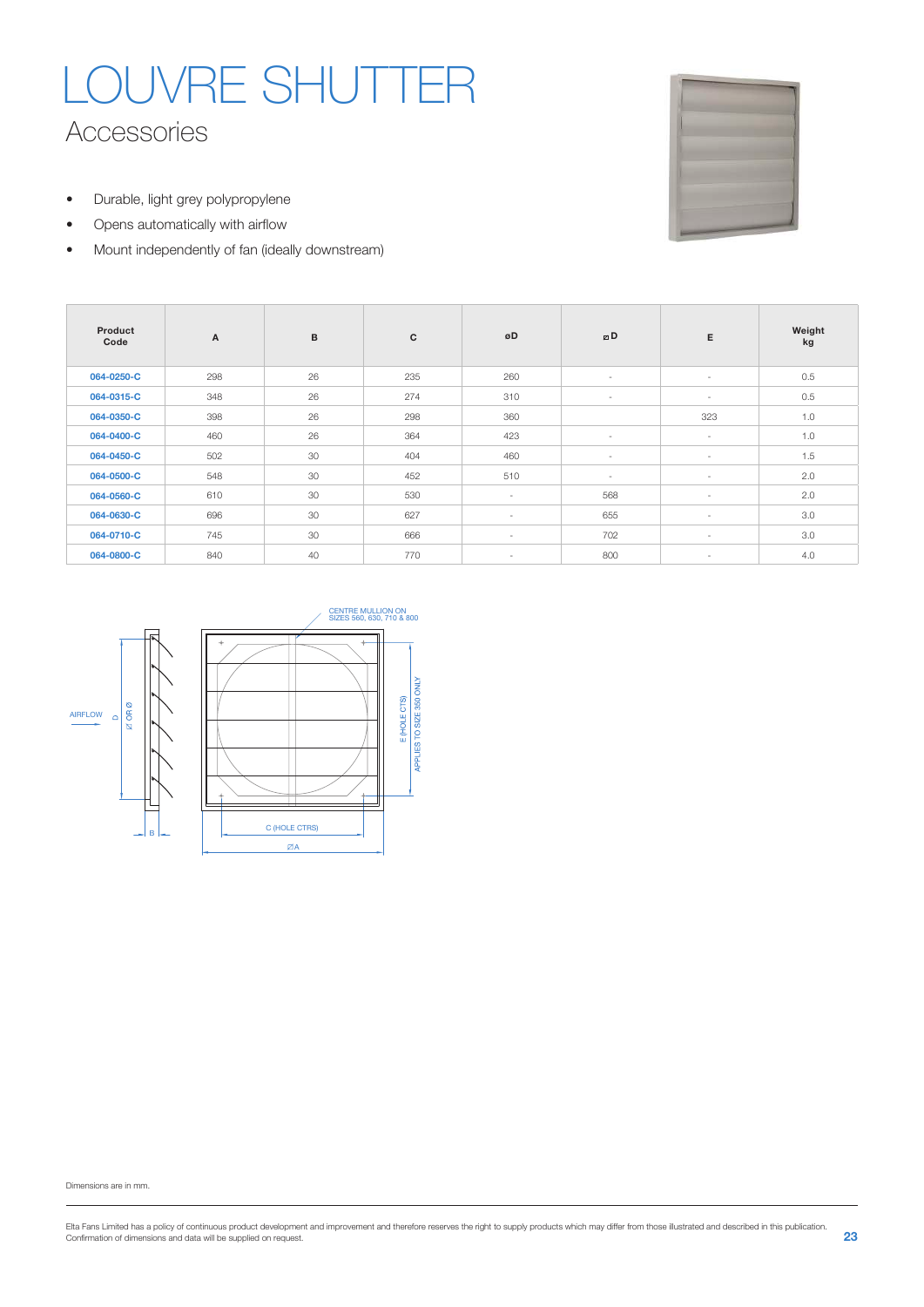# LOUVRE SHUTTER

## Accessories

- Durable, light grey polypropylene
- Opens automatically with airflow
- Mount independently of fan (ideally downstream)

| Product Code | A | B | C | øD | ⊠D | E | Weight kg |
|---|---|---|---|---|---|---|---|
| 064-0250-C | 298 | 26 | 235 | 260 | - | - | 0.5 |
| 064-0315-C | 348 | 26 | 274 | 310 | - | - | 0.5 |
| 064-0350-C | 398 | 26 | 298 | 360 | | 323 | 1.0 |
| 064-0400-C | 460 | 26 | 364 | 423 | - | - | 1.0 |
| 064-0450-C | 502 | 30 | 404 | 460 | - | - | 1.5 |
| 064-0500-C | 548 | 30 | 452 | 510 | - | - | 2.0 |
| 064-0560-C | 610 | 30 | 530 | - | 568 | - | 2.0 |
| 064-0630-C | 696 | 30 | 627 | - | 655 | - | 3.0 |
| 064-0710-C | 745 | 30 | 666 | - | 702 | - | 3.0 |
| 064-0800-C | 840 | 40 | 770 | - | 800 | - | 4.0 |

CENTRE MULLION ON SIZES 560, 630, 710 & 800

AIRFLOW

D ⊠ OR Ø

E (HOLE CTS) APPLIES TO SIZE 350 ONLY

B

C (HOLE CTRS)

⊠A

Dimensions are in mm.

Elta Fans Limited has a policy of continuous product development and improvement and therefore reserves the right to supply products which may differ from those illustrated and described in this publication. Confirmation of dimensions and data will be supplied on request.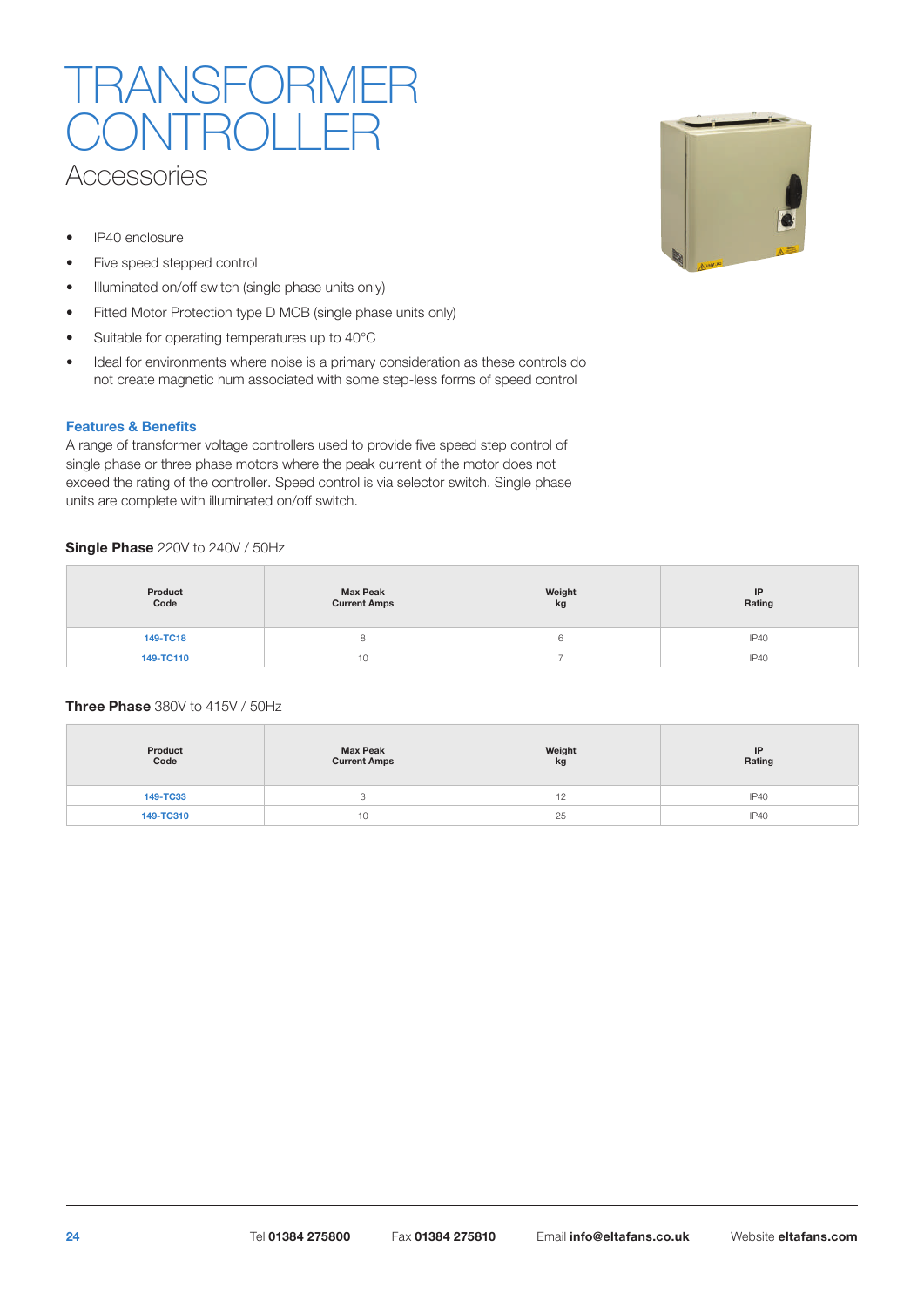# TRANSFORMER CONTROLLER

## Accessories

- IP40 enclosure
- Five speed stepped control
- Illuminated on/off switch (single phase units only)
- Fitted Motor Protection type D MCB (single phase units only)
- Suitable for operating temperatures up to 40°C
- Ideal for environments where noise is a primary consideration as these controls do not create magnetic hum associated with some step-less forms of speed control

### Features & Benefits

A range of transformer voltage controllers used to provide five speed step control of single phase or three phase motors where the peak current of the motor does not exceed the rating of the controller. Speed control is via selector switch. Single phase units are complete with illuminated on/off switch.

**Single Phase** 220V to 240V / 50Hz

| Product Code | Max Peak Current Amps | Weight kg | IP Rating |
|---|---|---|---|
| 149-TC18 | 8 | 6 | IP40 |
| 149-TC110 | 10 | 7 | IP40 |

**Three Phase** 380V to 415V / 50Hz

| Product Code | Max Peak Current Amps | Weight kg | IP Rating |
|---|---|---|---|
| 149-TC33 | 3 | 12 | IP40 |
| 149-TC310 | 10 | 25 | IP40 |

Tel **01384 275800** Fax **01384 275810** Email **info@eltafans.co.uk** Website **eltafans.com**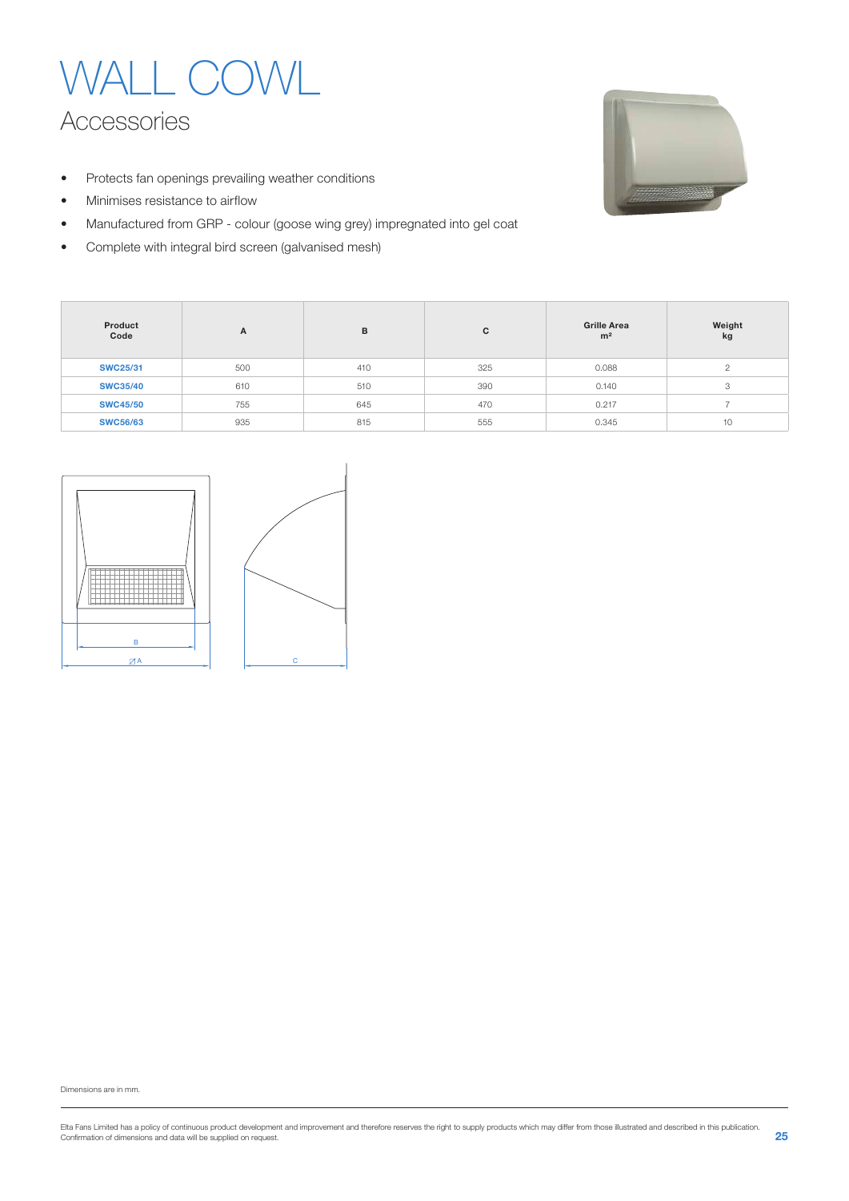# WALL COWL

## Accessories

- Protects fan openings prevailing weather conditions
- Minimises resistance to airflow
- Manufactured from GRP - colour (goose wing grey) impregnated into gel coat
- Complete with integral bird screen (galvanised mesh)

| Product Code | A | B | C | Grille Area $m^2$ | Weight kg |
|---|---|---|---|---|---|
| **SWC25/31** | 500 | 410 | 325 | 0.088 | 2 |
| **SWC35/40** | 610 | 510 | 390 | 0.140 | 3 |
| **SWC45/50** | 755 | 645 | 470 | 0.217 | 7 |
| **SWC56/63** | 935 | 815 | 555 | 0.345 | 10 |

Dimensions are in mm.

Elta Fans Limited has a policy of continuous product development and improvement and therefore reserves the right to supply products which may differ from those illustrated and described in this publication. Confirmation of dimensions and data will be supplied on request.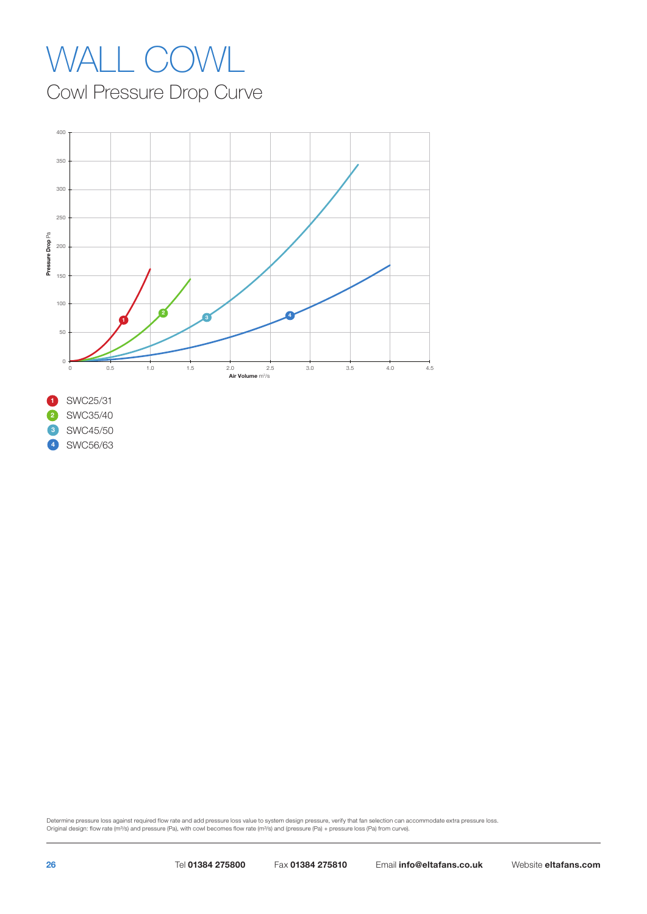# WALL COWL

## Cowl Pressure Drop Curve

1 SWC25/31
2 SWC35/40
3 SWC45/50
4 SWC56/63

Determine pressure loss against required flow rate and add pressure loss value to system design pressure, verify that fan selection can accommodate extra pressure loss.
Original design: flow rate ($m^3/s$) and pressure (Pa), with cowl becomes flow rate ($m^3/s$) and (pressure (Pa) + pressure loss (Pa) from curve).

Tel **01384 275800** Fax **01384 275810** Email **info@eltafans.co.uk** Website **eltafans.com**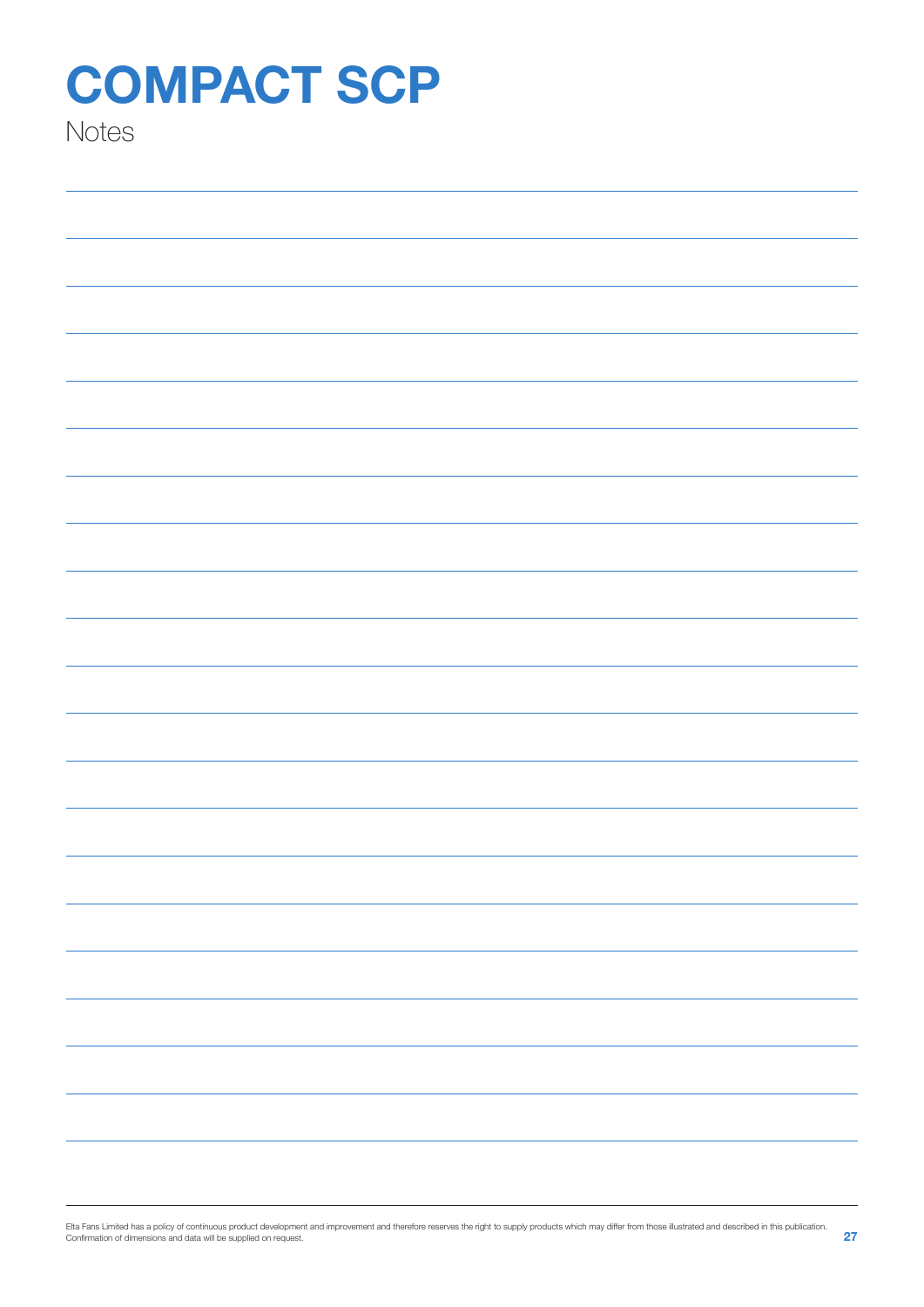# COMPACT SCP

Notes

Elta Fans Limited has a policy of continuous product development and improvement and therefore reserves the right to supply products which may differ from those illustrated and described in this publication. Confirmation of dimensions and data will be supplied on request.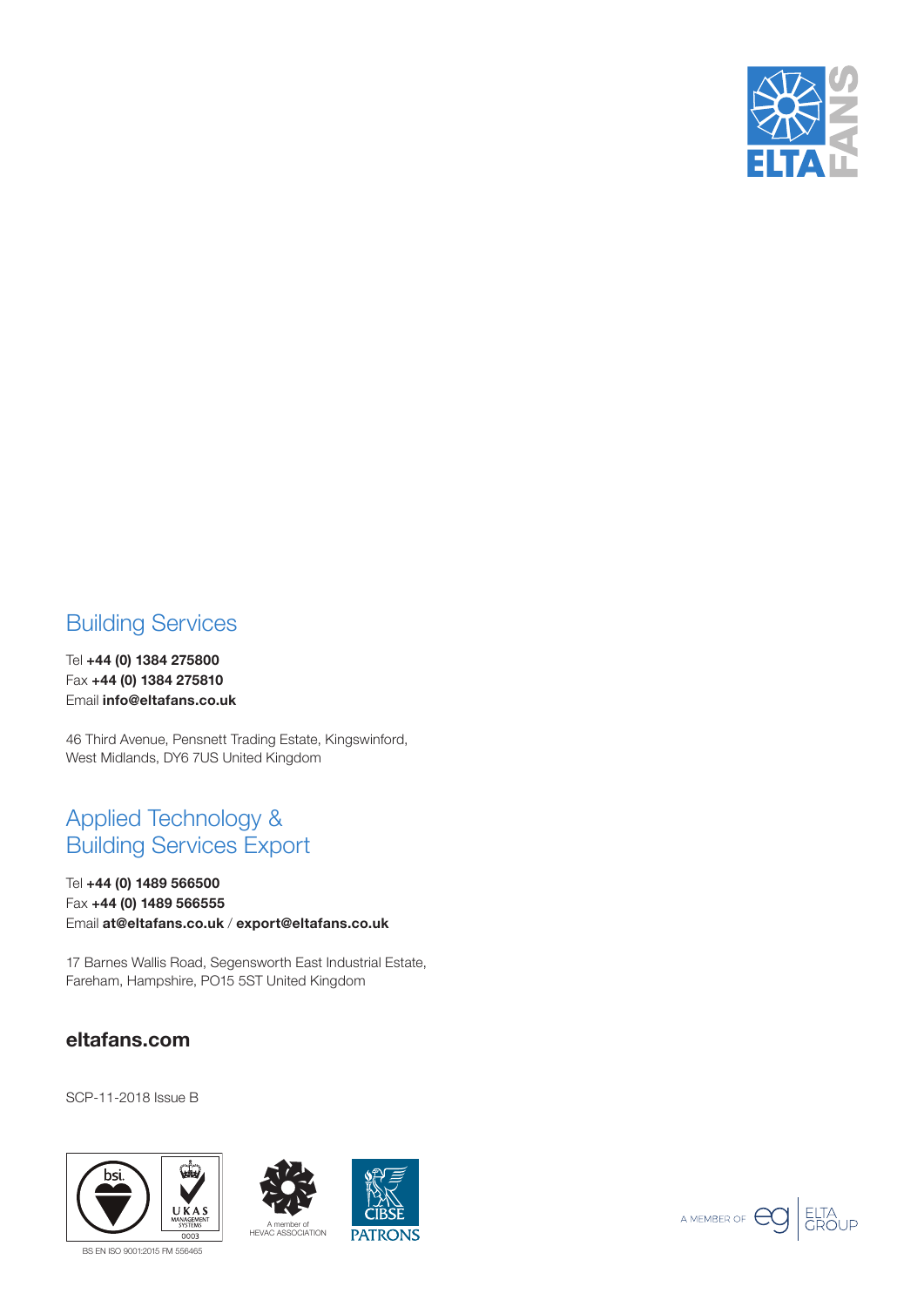## Building Services

Tel **+44 (0) 1384 275800**
Fax **+44 (0) 1384 275810**
Email **info@eltafans.co.uk**

46 Third Avenue, Pensnett Trading Estate, Kingswinford, West Midlands, DY6 7US United Kingdom

## Applied Technology & Building Services Export

Tel **+44 (0) 1489 566500**
Fax **+44 (0) 1489 566555**
Email **at@eltafans.co.uk** / **export@eltafans.co.uk**

17 Barnes Wallis Road, Segensworth East Industrial Estate, Fareham, Hampshire, PO15 5ST United Kingdom

### eltafans.com

SCP-11-2018 Issue B

BS EN ISO 9001:2015 FM 556465

A member of HEVAC ASSOCIATION

CIBSE PATRONS

A MEMBER OF ELTA GROUP